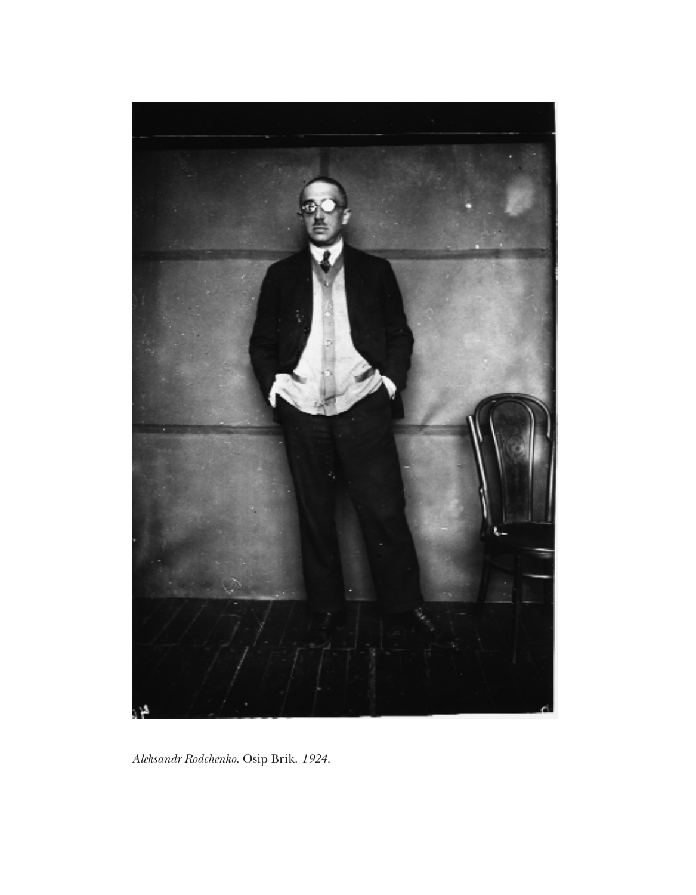*Aleksandr Rodchenko.* Osip Brik. *1924.*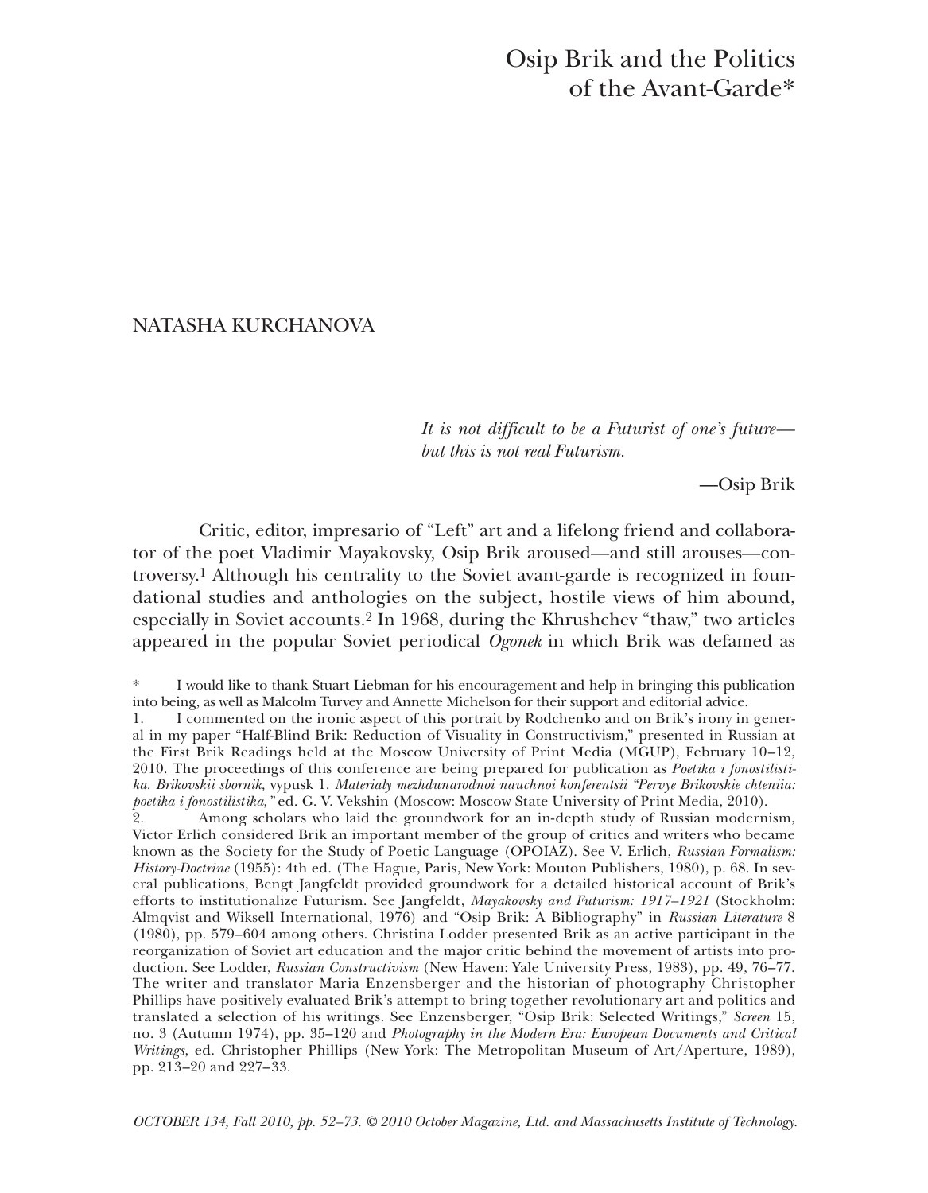# Osip Brik and the Politics of the Avant-Garde*

NATASHA KURCHANOVA

*It is not difficult to be a Futurist of one's future—but this is not real Futurism.*

—Osip Brik

Critic, editor, impresario of "Left" art and a lifelong friend and collaborator of the poet Vladimir Mayakovsky, Osip Brik aroused—and still arouses—controversy.[1] Although his centrality to the Soviet avant-garde is recognized in foundational studies and anthologies on the subject, hostile views of him abound, especially in Soviet accounts.[2] In 1968, during the Khrushchev "thaw," two articles appeared in the popular Soviet periodical *Ogonek* in which Brik was defamed as

\* I would like to thank Stuart Liebman for his encouragement and help in bringing this publication into being, as well as Malcolm Turvey and Annette Michelson for their support and editorial advice.

1. I commented on the ironic aspect of this portrait by Rodchenko and on Brik's irony in general in my paper "Half-Blind Brik: Reduction of Visuality in Constructivism," presented in Russian at the First Brik Readings held at the Moscow University of Print Media (MGUP), February 10–12, 2010. The proceedings of this conference are being prepared for publication as *Poetika i fonostilistika. Brikovskii sbornik,* vypusk 1. *Materialy mezhdunarodnoi nauchnoi konferentsii "Pervye Brikovskie chteniia: poetika i fonostilistika,"* ed. G. V. Vekshin (Moscow: Moscow State University of Print Media, 2010).

2. Among scholars who laid the groundwork for an in-depth study of Russian modernism, Victor Erlich considered Brik an important member of the group of critics and writers who became known as the Society for the Study of Poetic Language (OPOIAZ). See V. Erlich, *Russian Formalism: History-Doctrine* (1955): 4th ed. (The Hague, Paris, New York: Mouton Publishers, 1980), p. 68. In several publications, Bengt Jangfeldt provided groundwork for a detailed historical account of Brik's efforts to institutionalize Futurism. See Jangfeldt, *Mayakovsky and Futurism: 1917–1921* (Stockholm: Almqvist and Wiksell International, 1976) and "Osip Brik: A Bibliography" in *Russian Literature* 8 (1980), pp. 579–604 among others. Christina Lodder presented Brik as an active participant in the reorganization of Soviet art education and the major critic behind the movement of artists into production. See Lodder, *Russian Constructivism* (New Haven: Yale University Press, 1983), pp. 49, 76–77. The writer and translator Maria Enzensberger and the historian of photography Christopher Phillips have positively evaluated Brik's attempt to bring together revolutionary art and politics and translated a selection of his writings. See Enzensberger, "Osip Brik: Selected Writings," *Screen* 15, no. 3 (Autumn 1974), pp. 35–120 and *Photography in the Modern Era: European Documents and Critical Writings,* ed. Christopher Phillips (New York: The Metropolitan Museum of Art/Aperture, 1989), pp. 213–20 and 227–33.

*OCTOBER 134, Fall 2010, pp. 52–73. © 2010 October Magazine, Ltd. and Massachusetts Institute of Technology.*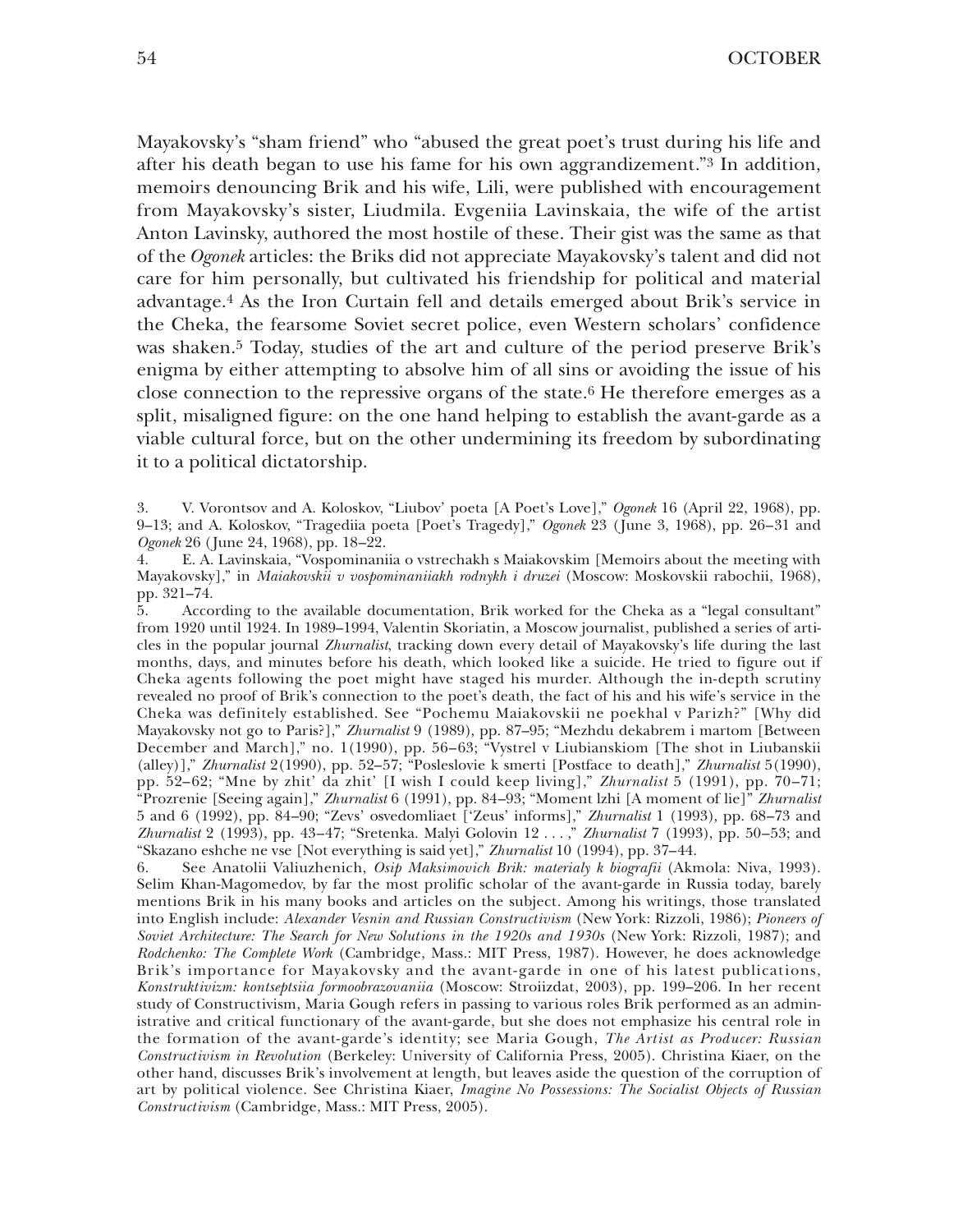Mayakovsky's "sham friend" who "abused the great poet's trust during his life and after his death began to use his fame for his own aggrandizement."[3] In addition, memoirs denouncing Brik and his wife, Lili, were published with encouragement from Mayakovsky's sister, Liudmila. Evgeniia Lavinskaia, the wife of the artist Anton Lavinsky, authored the most hostile of these. Their gist was the same as that of the *Ogonek* articles: the Briks did not appreciate Mayakovsky's talent and did not care for him personally, but cultivated his friendship for political and material advantage.[4] As the Iron Curtain fell and details emerged about Brik's service in the Cheka, the fearsome Soviet secret police, even Western scholars' confidence was shaken.[5] Today, studies of the art and culture of the period preserve Brik's enigma by either attempting to absolve him of all sins or avoiding the issue of his close connection to the repressive organs of the state.[6] He therefore emerges as a split, misaligned figure: on the one hand helping to establish the avant-garde as a viable cultural force, but on the other undermining its freedom by subordinating it to a political dictatorship.

3. V. Vorontsov and A. Koloskov, "Liubov' poeta [A Poet's Love]," *Ogonek* 16 (April 22, 1968), pp. 9–13; and A. Koloskov, "Tragediia poeta [Poet's Tragedy]," *Ogonek* 23 (June 3, 1968), pp. 26–31 and *Ogonek* 26 (June 24, 1968), pp. 18–22.

4. E. A. Lavinskaia, "Vospominaniia o vstrechakh s Maiakovskim [Memoirs about the meeting with Mayakovsky]," in *Maiakovskii v vospominaniiakh rodnykh i druzei* (Moscow: Moskovskii rabochii, 1968), pp. 321–74.

5. According to the available documentation, Brik worked for the Cheka as a "legal consultant" from 1920 until 1924. In 1989–1994, Valentin Skoriatin, a Moscow journalist, published a series of articles in the popular journal *Zhurnalist*, tracking down every detail of Mayakovsky's life during the last months, days, and minutes before his death, which looked like a suicide. He tried to figure out if Cheka agents following the poet might have staged his murder. Although the in-depth scrutiny revealed no proof of Brik's connection to the poet's death, the fact of his and his wife's service in the Cheka was definitely established. See "Pochemu Maiakovskii ne poekhal v Parizh?" [Why did Mayakovsky not go to Paris?]," *Zhurnalist* 9 (1989), pp. 87–95; "Mezhdu dekabrem i martom [Between December and March]," no. 1(1990), pp. 56–63; "Vystrel v Liubianskiom [The shot in Liubanskii (alley)]," *Zhurnalist* 2(1990), pp. 52–57; "Posleslovie k smerti [Postface to death]," *Zhurnalist* 5(1990), pp. 52–62; "Mne by zhit' da zhit' [I wish I could keep living]," *Zhurnalist* 5 (1991), pp. 70–71; "Prozrenie [Seeing again]," *Zhurnalist* 6 (1991), pp. 84–93; "Moment lzhi [A moment of lie]" *Zhurnalist* 5 and 6 (1992), pp. 84–90; "Zevs' osvedomliaet ['Zeus' informs]," *Zhurnalist* 1 (1993), pp. 68–73 and *Zhurnalist* 2 (1993), pp. 43–47; "Sretenka. Malyi Golovin 12 . . . ," *Zhurnalist* 7 (1993), pp. 50–53; and "Skazano eshche ne vse [Not everything is said yet]," *Zhurnalist* 10 (1994), pp. 37–44.

6. See Anatolii Valiuzhenich, *Osip Maksimovich Brik: materialy k biografii* (Akmola: Niva, 1993). Selim Khan-Magomedov, by far the most prolific scholar of the avant-garde in Russia today, barely mentions Brik in his many books and articles on the subject. Among his writings, those translated into English include: *Alexander Vesnin and Russian Constructivism* (New York: Rizzoli, 1986); *Pioneers of Soviet Architecture: The Search for New Solutions in the 1920s and 1930s* (New York: Rizzoli, 1987); and *Rodchenko: The Complete Work* (Cambridge, Mass.: MIT Press, 1987). However, he does acknowledge Brik's importance for Mayakovsky and the avant-garde in one of his latest publications, *Konstruktivizm: kontseptsiia formoobrazovaniia* (Moscow: Stroiizdat, 2003), pp. 199–206. In her recent study of Constructivism, Maria Gough refers in passing to various roles Brik performed as an administrative and critical functionary of the avant-garde, but she does not emphasize his central role in the formation of the avant-garde's identity; see Maria Gough, *The Artist as Producer: Russian Constructivism in Revolution* (Berkeley: University of California Press, 2005). Christina Kiaer, on the other hand, discusses Brik's involvement at length, but leaves aside the question of the corruption of art by political violence. See Christina Kiaer, *Imagine No Possessions: The Socialist Objects of Russian Constructivism* (Cambridge, Mass.: MIT Press, 2005).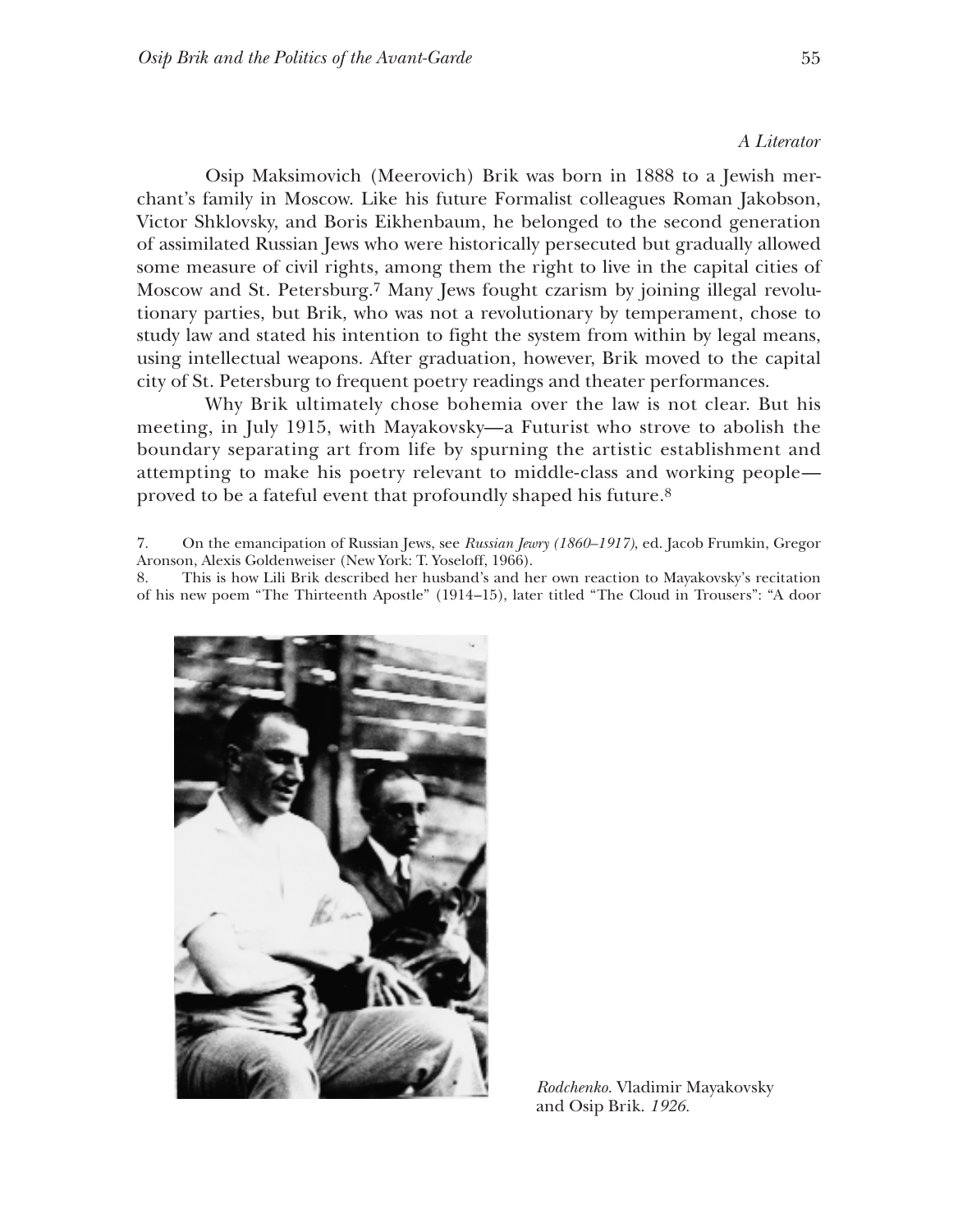*A Literator*

Osip Maksimovich (Meerovich) Brik was born in 1888 to a Jewish merchant's family in Moscow. Like his future Formalist colleagues Roman Jakobson, Victor Shklovsky, and Boris Eikhenbaum, he belonged to the second generation of assimilated Russian Jews who were historically persecuted but gradually allowed some measure of civil rights, among them the right to live in the capital cities of Moscow and St. Petersburg.[7] Many Jews fought czarism by joining illegal revolutionary parties, but Brik, who was not a revolutionary by temperament, chose to study law and stated his intention to fight the system from within by legal means, using intellectual weapons. After graduation, however, Brik moved to the capital city of St. Petersburg to frequent poetry readings and theater performances.

Why Brik ultimately chose bohemia over the law is not clear. But his meeting, in July 1915, with Mayakovsky—a Futurist who strove to abolish the boundary separating art from life by spurning the artistic establishment and attempting to make his poetry relevant to middle-class and working people—proved to be a fateful event that profoundly shaped his future.[8]

7. On the emancipation of Russian Jews, see *Russian Jewry (1860–1917)*, ed. Jacob Frumkin, Gregor Aronson, Alexis Goldenweiser (New York: T. Yoseloff, 1966).

8. This is how Lili Brik described her husband's and her own reaction to Mayakovsky's recitation of his new poem "The Thirteenth Apostle" (1914–15), later titled "The Cloud in Trousers": "A door

*Rodchenko.* Vladimir Mayakovsky and Osip Brik. *1926.*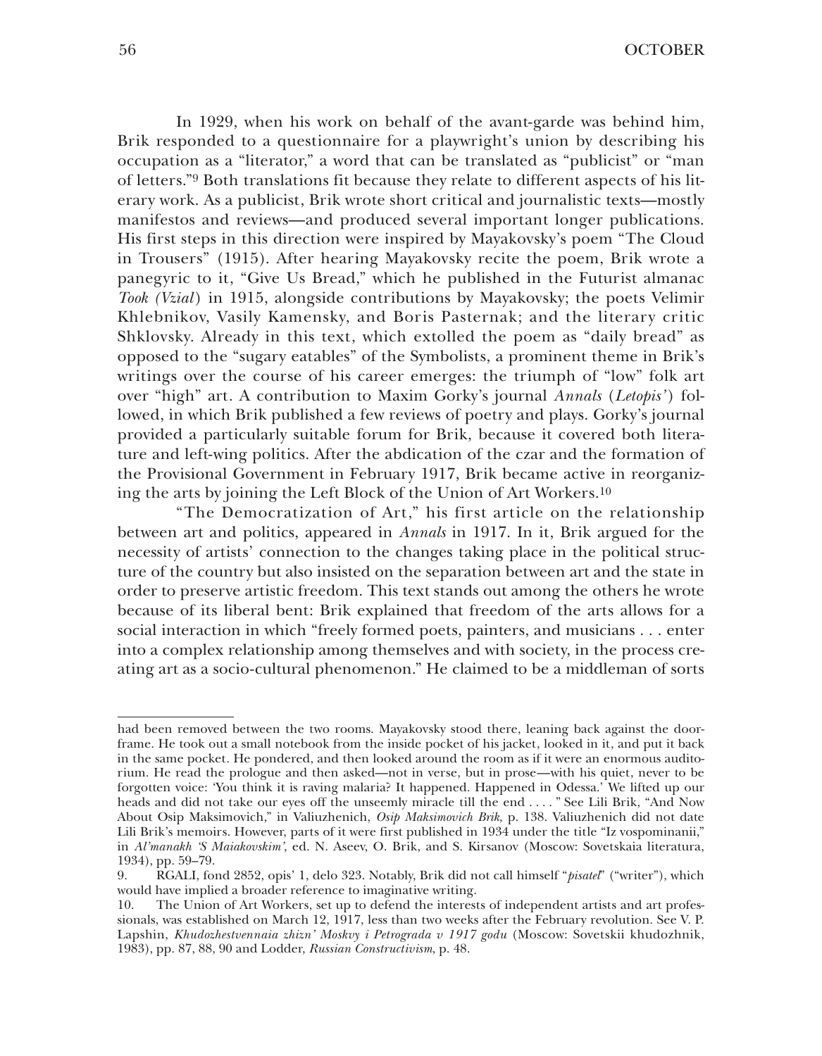In 1929, when his work on behalf of the avant-garde was behind him, Brik responded to a questionnaire for a playwright's union by describing his occupation as a "literator," a word that can be translated as "publicist" or "man of letters."[9] Both translations fit because they relate to different aspects of his literary work. As a publicist, Brik wrote short critical and journalistic texts—mostly manifestos and reviews—and produced several important longer publications. His first steps in this direction were inspired by Mayakovsky's poem "The Cloud in Trousers" (1915). After hearing Mayakovsky recite the poem, Brik wrote a panegyric to it, "Give Us Bread," which he published in the Futurist almanac *Took (Vzial)* in 1915, alongside contributions by Mayakovsky; the poets Velimir Khlebnikov, Vasily Kamensky, and Boris Pasternak; and the literary critic Shklovsky. Already in this text, which extolled the poem as "daily bread" as opposed to the "sugary eatables" of the Symbolists, a prominent theme in Brik's writings over the course of his career emerges: the triumph of "low" folk art over "high" art. A contribution to Maxim Gorky's journal *Annals* (*Letopis'*) followed, in which Brik published a few reviews of poetry and plays. Gorky's journal provided a particularly suitable forum for Brik, because it covered both literature and left-wing politics. After the abdication of the czar and the formation of the Provisional Government in February 1917, Brik became active in reorganizing the arts by joining the Left Block of the Union of Art Workers.[10]

"The Democratization of Art," his first article on the relationship between art and politics, appeared in *Annals* in 1917. In it, Brik argued for the necessity of artists' connection to the changes taking place in the political structure of the country but also insisted on the separation between art and the state in order to preserve artistic freedom. This text stands out among the others he wrote because of its liberal bent: Brik explained that freedom of the arts allows for a social interaction in which "freely formed poets, painters, and musicians . . . enter into a complex relationship among themselves and with society, in the process creating art as a socio-cultural phenomenon." He claimed to be a middleman of sorts

---

had been removed between the two rooms. Mayakovsky stood there, leaning back against the doorframe. He took out a small notebook from the inside pocket of his jacket, looked in it, and put it back in the same pocket. He pondered, and then looked around the room as if it were an enormous auditorium. He read the prologue and then asked—not in verse, but in prose—with his quiet, never to be forgotten voice: 'You think it is raving malaria? It happened. Happened in Odessa.' We lifted up our heads and did not take our eyes off the unseemly miracle till the end . . . . " See Lili Brik, "And Now About Osip Maksimovich," in Valiuzhenich, *Osip Maksimovich Brik*, p. 138. Valiuzhenich did not date Lili Brik's memoirs. However, parts of it were first published in 1934 under the title "Iz vospominanii," in *Al'manakh 'S Maiakovskim'*, ed. N. Aseev, O. Brik, and S. Kirsanov (Moscow: Sovetskaia literatura, 1934), pp. 59–79.

9. RGALI, fond 2852, opis' 1, delo 323. Notably, Brik did not call himself "*pisatel*" ("writer"), which would have implied a broader reference to imaginative writing.

10. The Union of Art Workers, set up to defend the interests of independent artists and art professionals, was established on March 12, 1917, less than two weeks after the February revolution. See V. P. Lapshin, *Khudozhestvennaia zhizn' Moskvy i Petrograda v 1917 godu* (Moscow: Sovetskii khudozhnik, 1983), pp. 87, 88, 90 and Lodder, *Russian Constructivism*, p. 48.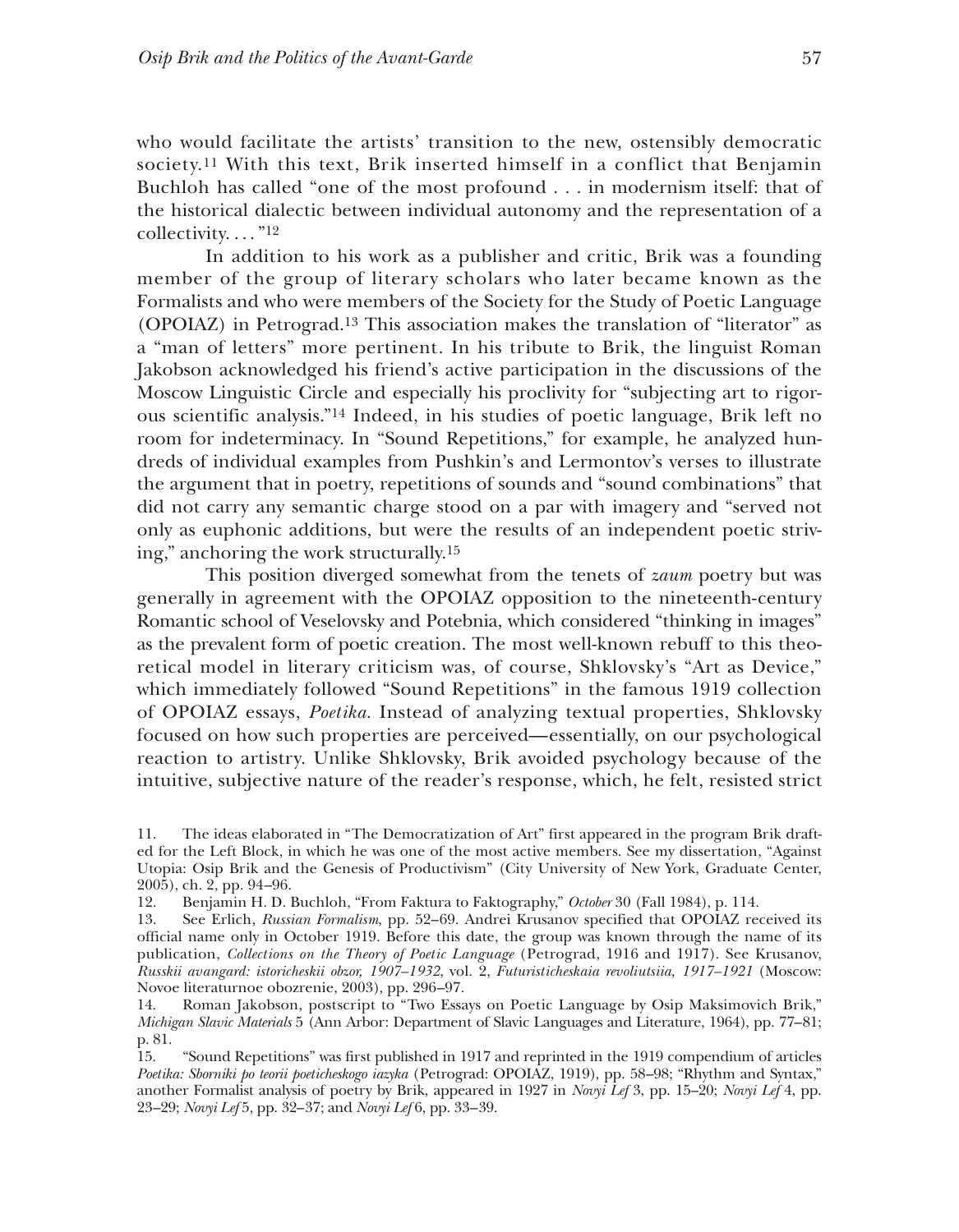who would facilitate the artists' transition to the new, ostensibly democratic society.[11] With this text, Brik inserted himself in a conflict that Benjamin Buchloh has called "one of the most profound . . . in modernism itself: that of the historical dialectic between individual autonomy and the representation of a collectivity. . . ."[12]

In addition to his work as a publisher and critic, Brik was a founding member of the group of literary scholars who later became known as the Formalists and who were members of the Society for the Study of Poetic Language (OPOIAZ) in Petrograd.[13] This association makes the translation of "literator" as a "man of letters" more pertinent. In his tribute to Brik, the linguist Roman Jakobson acknowledged his friend's active participation in the discussions of the Moscow Linguistic Circle and especially his proclivity for "subjecting art to rigorous scientific analysis."[14] Indeed, in his studies of poetic language, Brik left no room for indeterminacy. In "Sound Repetitions," for example, he analyzed hundreds of individual examples from Pushkin's and Lermontov's verses to illustrate the argument that in poetry, repetitions of sounds and "sound combinations" that did not carry any semantic charge stood on a par with imagery and "served not only as euphonic additions, but were the results of an independent poetic striving," anchoring the work structurally.[15]

This position diverged somewhat from the tenets of *zaum* poetry but was generally in agreement with the OPOIAZ opposition to the nineteenth-century Romantic school of Veselovsky and Potebnia, which considered "thinking in images" as the prevalent form of poetic creation. The most well-known rebuff to this theoretical model in literary criticism was, of course, Shklovsky's "Art as Device," which immediately followed "Sound Repetitions" in the famous 1919 collection of OPOIAZ essays, *Poetika*. Instead of analyzing textual properties, Shklovsky focused on how such properties are perceived—essentially, on our psychological reaction to artistry. Unlike Shklovsky, Brik avoided psychology because of the intuitive, subjective nature of the reader's response, which, he felt, resisted strict

11. The ideas elaborated in "The Democratization of Art" first appeared in the program Brik drafted for the Left Block, in which he was one of the most active members. See my dissertation, "Against Utopia: Osip Brik and the Genesis of Productivism" (City University of New York, Graduate Center, 2005), ch. 2, pp. 94–96.

12. Benjamin H. D. Buchloh, "From Faktura to Faktography," *October* 30 (Fall 1984), p. 114.

13. See Erlich, *Russian Formalism*, pp. 52–69. Andrei Krusanov specified that OPOIAZ received its official name only in October 1919. Before this date, the group was known through the name of its publication, *Collections on the Theory of Poetic Language* (Petrograd, 1916 and 1917). See Krusanov, *Russkii avangard: istoricheskii obzor, 1907–1932*, vol. 2, *Futuristicheskaia revoliutsiia, 1917–1921* (Moscow: Novoe literaturnoe obozrenie, 2003), pp. 296–97.

14. Roman Jakobson, postscript to "Two Essays on Poetic Language by Osip Maksimovich Brik," *Michigan Slavic Materials* 5 (Ann Arbor: Department of Slavic Languages and Literature, 1964), pp. 77–81; p. 81.

15. "Sound Repetitions" was first published in 1917 and reprinted in the 1919 compendium of articles *Poetika: Sborniki po teorii poeticheskogo iazyka* (Petrograd: OPOIAZ, 1919), pp. 58–98; "Rhythm and Syntax," another Formalist analysis of poetry by Brik, appeared in 1927 in *Novyi Lef* 3, pp. 15–20; *Novyi Lef* 4, pp. 23–29; *Novyi Lef* 5, pp. 32–37; and *Novyi Lef* 6, pp. 33–39.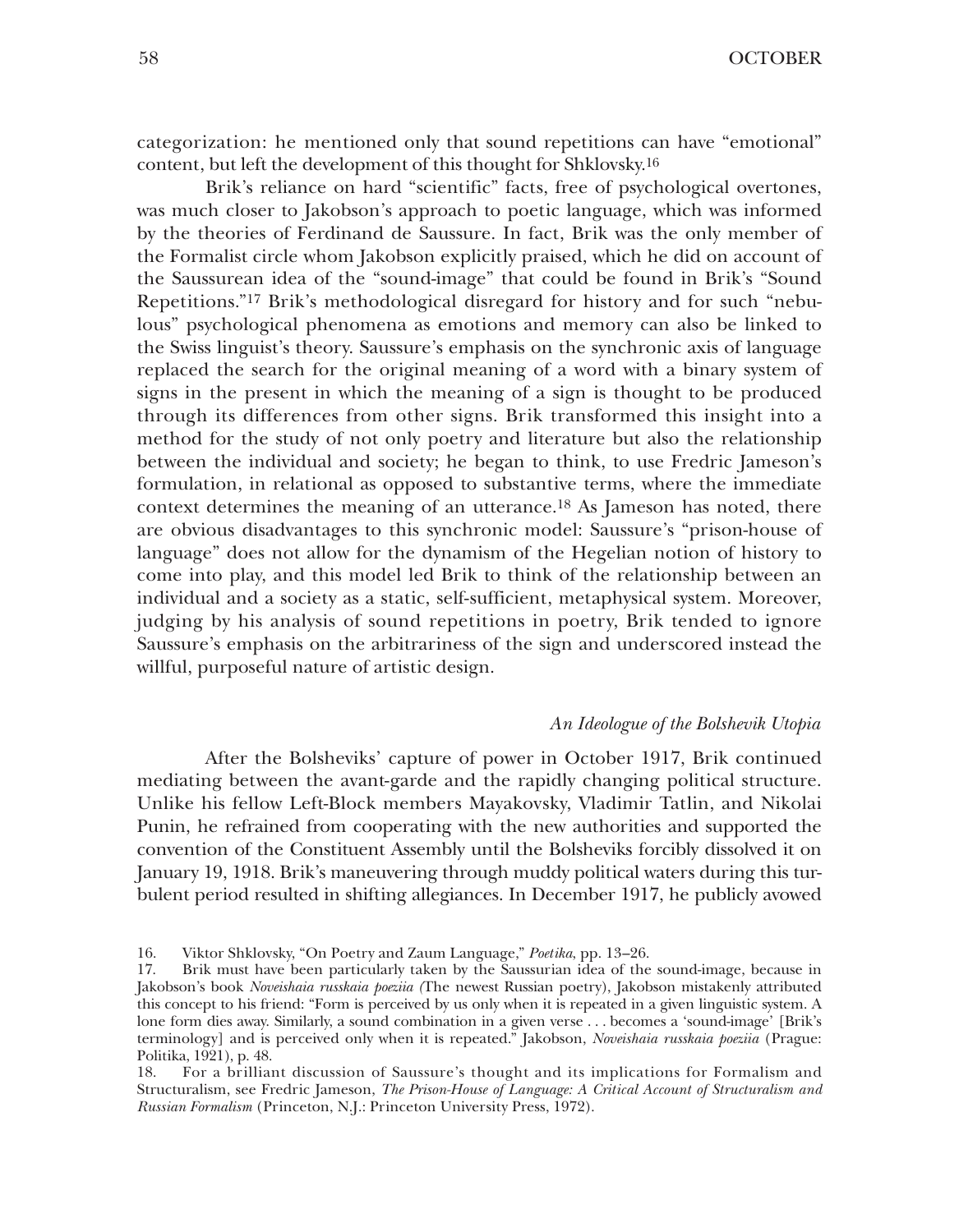categorization: he mentioned only that sound repetitions can have "emotional" content, but left the development of this thought for Shklovsky.[16]

Brik's reliance on hard "scientific" facts, free of psychological overtones, was much closer to Jakobson's approach to poetic language, which was informed by the theories of Ferdinand de Saussure. In fact, Brik was the only member of the Formalist circle whom Jakobson explicitly praised, which he did on account of the Saussurean idea of the "sound-image" that could be found in Brik's "Sound Repetitions."[17] Brik's methodological disregard for history and for such "nebulous" psychological phenomena as emotions and memory can also be linked to the Swiss linguist's theory. Saussure's emphasis on the synchronic axis of language replaced the search for the original meaning of a word with a binary system of signs in the present in which the meaning of a sign is thought to be produced through its differences from other signs. Brik transformed this insight into a method for the study of not only poetry and literature but also the relationship between the individual and society; he began to think, to use Fredric Jameson's formulation, in relational as opposed to substantive terms, where the immediate context determines the meaning of an utterance.[18] As Jameson has noted, there are obvious disadvantages to this synchronic model: Saussure's "prison-house of language" does not allow for the dynamism of the Hegelian notion of history to come into play, and this model led Brik to think of the relationship between an individual and a society as a static, self-sufficient, metaphysical system. Moreover, judging by his analysis of sound repetitions in poetry, Brik tended to ignore Saussure's emphasis on the arbitrariness of the sign and underscored instead the willful, purposeful nature of artistic design.

### *An Ideologue of the Bolshevik Utopia*

After the Bolsheviks' capture of power in October 1917, Brik continued mediating between the avant-garde and the rapidly changing political structure. Unlike his fellow Left-Block members Mayakovsky, Vladimir Tatlin, and Nikolai Punin, he refrained from cooperating with the new authorities and supported the convention of the Constituent Assembly until the Bolsheviks forcibly dissolved it on January 19, 1918. Brik's maneuvering through muddy political waters during this turbulent period resulted in shifting allegiances. In December 1917, he publicly avowed

16. Viktor Shklovsky, "On Poetry and Zaum Language," *Poetika*, pp. 13–26.

17. Brik must have been particularly taken by the Saussurian idea of the sound-image, because in Jakobson's book *Noveishaia russkaia poeziia (*The newest Russian poetry), Jakobson mistakenly attributed this concept to his friend: "Form is perceived by us only when it is repeated in a given linguistic system. A lone form dies away. Similarly, a sound combination in a given verse . . . becomes a 'sound-image' [Brik's terminology] and is perceived only when it is repeated." Jakobson, *Noveishaia russkaia poeziia* (Prague: Politika, 1921), p. 48.

18. For a brilliant discussion of Saussure's thought and its implications for Formalism and Structuralism, see Fredric Jameson, *The Prison-House of Language: A Critical Account of Structuralism and Russian Formalism* (Princeton, N.J.: Princeton University Press, 1972).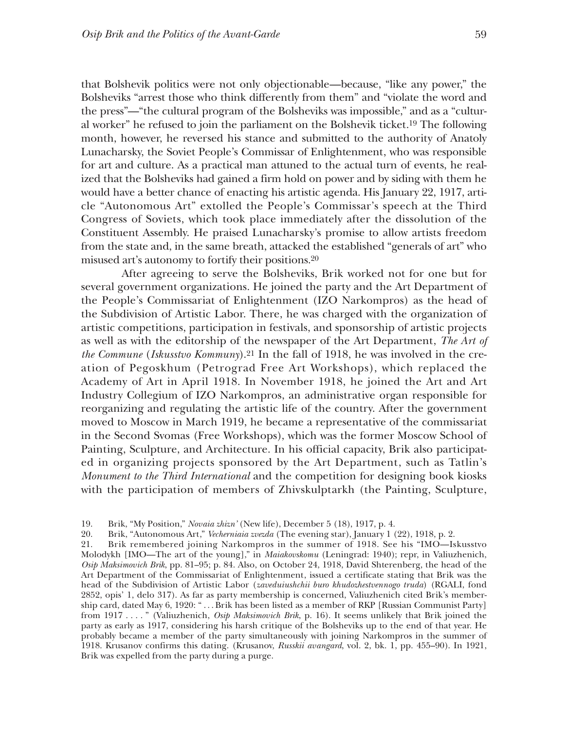that Bolshevik politics were not only objectionable—because, "like any power," the Bolsheviks "arrest those who think differently from them" and "violate the word and the press"—"the cultural program of the Bolsheviks was impossible," and as a "cultural worker" he refused to join the parliament on the Bolshevik ticket.[19] The following month, however, he reversed his stance and submitted to the authority of Anatoly Lunacharsky, the Soviet People's Commissar of Enlightenment, who was responsible for art and culture. As a practical man attuned to the actual turn of events, he realized that the Bolsheviks had gained a firm hold on power and by siding with them he would have a better chance of enacting his artistic agenda. His January 22, 1917, article "Autonomous Art" extolled the People's Commissar's speech at the Third Congress of Soviets, which took place immediately after the dissolution of the Constituent Assembly. He praised Lunacharsky's promise to allow artists freedom from the state and, in the same breath, attacked the established "generals of art" who misused art's autonomy to fortify their positions.[20]

After agreeing to serve the Bolsheviks, Brik worked not for one but for several government organizations. He joined the party and the Art Department of the People's Commissariat of Enlightenment (IZO Narkompros) as the head of the Subdivision of Artistic Labor. There, he was charged with the organization of artistic competitions, participation in festivals, and sponsorship of artistic projects as well as with the editorship of the newspaper of the Art Department, *The Art of the Commune* (*Iskusstvo Kommuny*).[21] In the fall of 1918, he was involved in the creation of Pegoskhum (Petrograd Free Art Workshops), which replaced the Academy of Art in April 1918. In November 1918, he joined the Art and Art Industry Collegium of IZO Narkompros, an administrative organ responsible for reorganizing and regulating the artistic life of the country. After the government moved to Moscow in March 1919, he became a representative of the commissariat in the Second Svomas (Free Workshops), which was the former Moscow School of Painting, Sculpture, and Architecture. In his official capacity, Brik also participated in organizing projects sponsored by the Art Department, such as Tatlin's *Monument to the Third International* and the competition for designing book kiosks with the participation of members of Zhivskulptarkh (the Painting, Sculpture,

19. Brik, "My Position," *Novaia zhizn'* (New life), December 5 (18), 1917, p. 4.

20. Brik, "Autonomous Art," *Vecherniaia zvezda* (The evening star), January 1 (22), 1918, p. 2.

21. Brik remembered joining Narkompros in the summer of 1918. See his "IMO—Iskusstvo Molodykh [IMO—The art of the young]," in *Maiakovskomu* (Leningrad: 1940); repr, in Valiuzhenich, *Osip Maksimovich Brik*, pp. 81–95; p. 84. Also, on October 24, 1918, David Shterenberg, the head of the Art Department of the Commissariat of Enlightenment, issued a certificate stating that Brik was the head of the Subdivision of Artistic Labor (*zaveduiushchii buro khudozhestvennogo truda*) (RGALI, fond 2852, opis' 1, delo 317). As far as party membership is concerned, Valiuzhenich cited Brik's membership card, dated May 6, 1920: " . . . Brik has been listed as a member of RKP [Russian Communist Party] from 1917 . . . . " (Valiuzhenich, *Osip Maksimovich Brik*, p. 16). It seems unlikely that Brik joined the party as early as 1917, considering his harsh critique of the Bolsheviks up to the end of that year. He probably became a member of the party simultaneously with joining Narkompros in the summer of 1918. Krusanov confirms this dating. (Krusanov, *Russkii avangard*, vol. 2, bk. 1, pp. 455–90). In 1921, Brik was expelled from the party during a purge.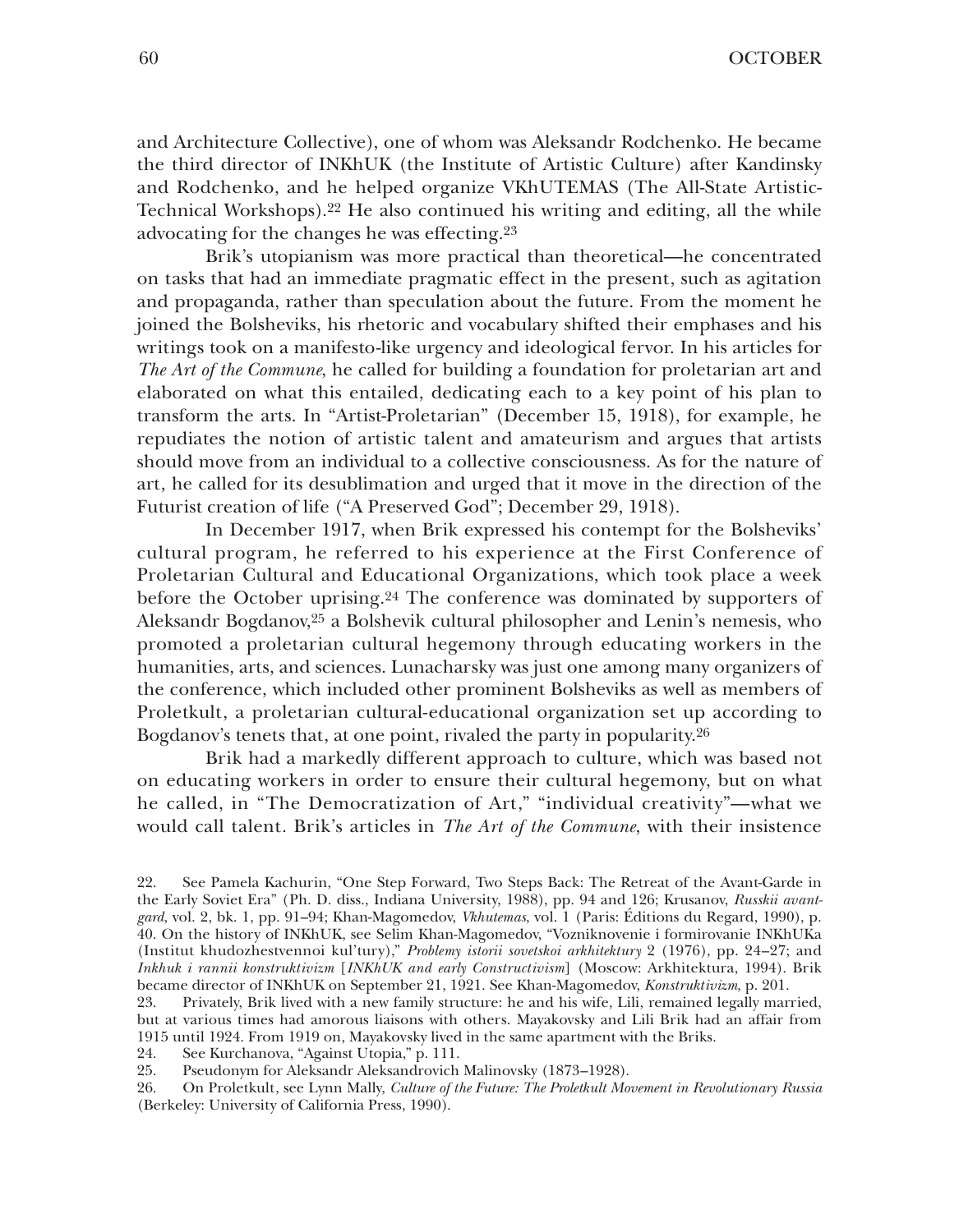and Architecture Collective), one of whom was Aleksandr Rodchenko. He became the third director of INKhUK (the Institute of Artistic Culture) after Kandinsky and Rodchenko, and he helped organize VKhUTEMAS (The All-State Artistic-Technical Workshops).[22] He also continued his writing and editing, all the while advocating for the changes he was effecting.[23]

Brik's utopianism was more practical than theoretical—he concentrated on tasks that had an immediate pragmatic effect in the present, such as agitation and propaganda, rather than speculation about the future. From the moment he joined the Bolsheviks, his rhetoric and vocabulary shifted their emphases and his writings took on a manifesto-like urgency and ideological fervor. In his articles for *The Art of the Commune*, he called for building a foundation for proletarian art and elaborated on what this entailed, dedicating each to a key point of his plan to transform the arts. In "Artist-Proletarian" (December 15, 1918), for example, he repudiates the notion of artistic talent and amateurism and argues that artists should move from an individual to a collective consciousness. As for the nature of art, he called for its desublimation and urged that it move in the direction of the Futurist creation of life ("A Preserved God"; December 29, 1918).

In December 1917, when Brik expressed his contempt for the Bolsheviks' cultural program, he referred to his experience at the First Conference of Proletarian Cultural and Educational Organizations, which took place a week before the October uprising.[24] The conference was dominated by supporters of Aleksandr Bogdanov,[25] a Bolshevik cultural philosopher and Lenin's nemesis, who promoted a proletarian cultural hegemony through educating workers in the humanities, arts, and sciences. Lunacharsky was just one among many organizers of the conference, which included other prominent Bolsheviks as well as members of Proletkult, a proletarian cultural-educational organization set up according to Bogdanov's tenets that, at one point, rivaled the party in popularity.[26]

Brik had a markedly different approach to culture, which was based not on educating workers in order to ensure their cultural hegemony, but on what he called, in "The Democratization of Art," "individual creativity"—what we would call talent. Brik's articles in *The Art of the Commune*, with their insistence

22. See Pamela Kachurin, "One Step Forward, Two Steps Back: The Retreat of the Avant-Garde in the Early Soviet Era" (Ph. D. diss., Indiana University, 1988), pp. 94 and 126; Krusanov, *Russkii avant-gard*, vol. 2, bk. 1, pp. 91–94; Khan-Magomedov, *Vkhutemas*, vol. 1 (Paris: Éditions du Regard, 1990), p. 40. On the history of INKhUK, see Selim Khan-Magomedov, "Vozniknovenie i formirovanie INKhUKa (Institut khudozhestvennoi kul'tury)," *Problemy istorii sovetskoi arkhitektury* 2 (1976), pp. 24–27; and *Inkhuk i rannii konstruktivizm* [*INKhUK and early Constructivism*] (Moscow: Arkhitektura, 1994). Brik became director of INKhUK on September 21, 1921. See Khan-Magomedov, *Konstruktivizm*, p. 201.

23. Privately, Brik lived with a new family structure: he and his wife, Lili, remained legally married, but at various times had amorous liaisons with others. Mayakovsky and Lili Brik had an affair from 1915 until 1924. From 1919 on, Mayakovsky lived in the same apartment with the Briks.

24. See Kurchanova, "Against Utopia," p. 111.

25. Pseudonym for Aleksandr Aleksandrovich Malinovsky (1873–1928).

26. On Proletkult, see Lynn Mally, *Culture of the Future: The Proletkult Movement in Revolutionary Russia* (Berkeley: University of California Press, 1990).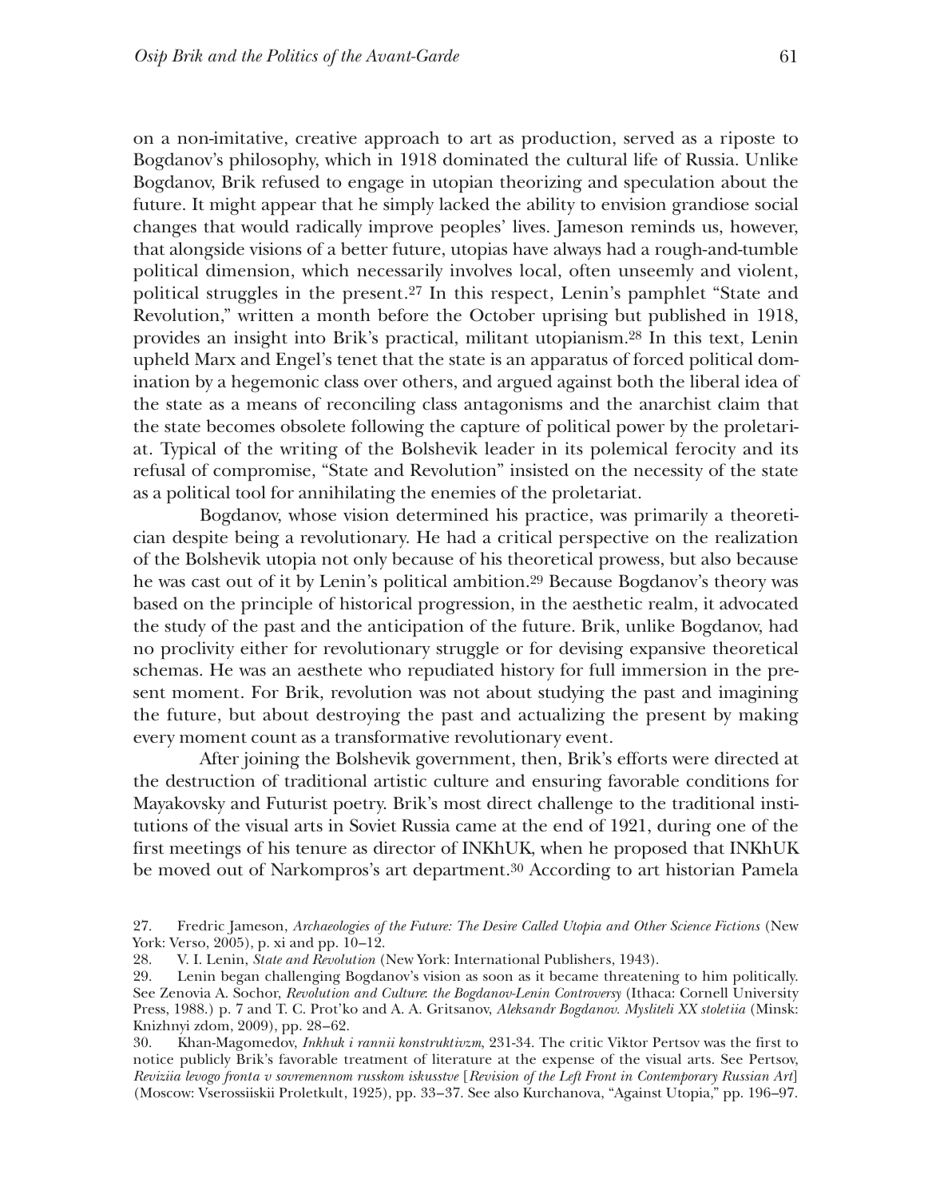on a non-imitative, creative approach to art as production, served as a riposte to Bogdanov's philosophy, which in 1918 dominated the cultural life of Russia. Unlike Bogdanov, Brik refused to engage in utopian theorizing and speculation about the future. It might appear that he simply lacked the ability to envision grandiose social changes that would radically improve peoples' lives. Jameson reminds us, however, that alongside visions of a better future, utopias have always had a rough-and-tumble political dimension, which necessarily involves local, often unseemly and violent, political struggles in the present.[27] In this respect, Lenin's pamphlet "State and Revolution," written a month before the October uprising but published in 1918, provides an insight into Brik's practical, militant utopianism.[28] In this text, Lenin upheld Marx and Engel's tenet that the state is an apparatus of forced political domination by a hegemonic class over others, and argued against both the liberal idea of the state as a means of reconciling class antagonisms and the anarchist claim that the state becomes obsolete following the capture of political power by the proletariat. Typical of the writing of the Bolshevik leader in its polemical ferocity and its refusal of compromise, "State and Revolution" insisted on the necessity of the state as a political tool for annihilating the enemies of the proletariat.

Bogdanov, whose vision determined his practice, was primarily a theoretician despite being a revolutionary. He had a critical perspective on the realization of the Bolshevik utopia not only because of his theoretical prowess, but also because he was cast out of it by Lenin's political ambition.[29] Because Bogdanov's theory was based on the principle of historical progression, in the aesthetic realm, it advocated the study of the past and the anticipation of the future. Brik, unlike Bogdanov, had no proclivity either for revolutionary struggle or for devising expansive theoretical schemas. He was an aesthete who repudiated history for full immersion in the present moment. For Brik, revolution was not about studying the past and imagining the future, but about destroying the past and actualizing the present by making every moment count as a transformative revolutionary event.

After joining the Bolshevik government, then, Brik's efforts were directed at the destruction of traditional artistic culture and ensuring favorable conditions for Mayakovsky and Futurist poetry. Brik's most direct challenge to the traditional institutions of the visual arts in Soviet Russia came at the end of 1921, during one of the first meetings of his tenure as director of INKhUK, when he proposed that INKhUK be moved out of Narkompros's art department.[30] According to art historian Pamela

27. Fredric Jameson, *Archaeologies of the Future: The Desire Called Utopia and Other Science Fictions* (New York: Verso, 2005), p. xi and pp. 10–12.

28. V. I. Lenin, *State and Revolution* (New York: International Publishers, 1943).

29. Lenin began challenging Bogdanov's vision as soon as it became threatening to him politically. See Zenovia A. Sochor, *Revolution and Culture: the Bogdanov-Lenin Controversy* (Ithaca: Cornell University Press, 1988.) p. 7 and T. C. Prot'ko and A. A. Gritsanov, *Aleksandr Bogdanov. Mysliteli XX stoletiia* (Minsk: Knizhnyi zdom, 2009), pp. 28–62.

30. Khan-Magomedov, *Inkhuk i rannii konstruktivzm*, 231-34. The critic Viktor Pertsov was the first to notice publicly Brik's favorable treatment of literature at the expense of the visual arts. See Pertsov, *Reviziia levogo fronta v sovremennom russkom iskusstve* [*Revision of the Left Front in Contemporary Russian Art*] (Moscow: Vserossiiskii Proletkult, 1925), pp. 33–37. See also Kurchanova, "Against Utopia," pp. 196–97.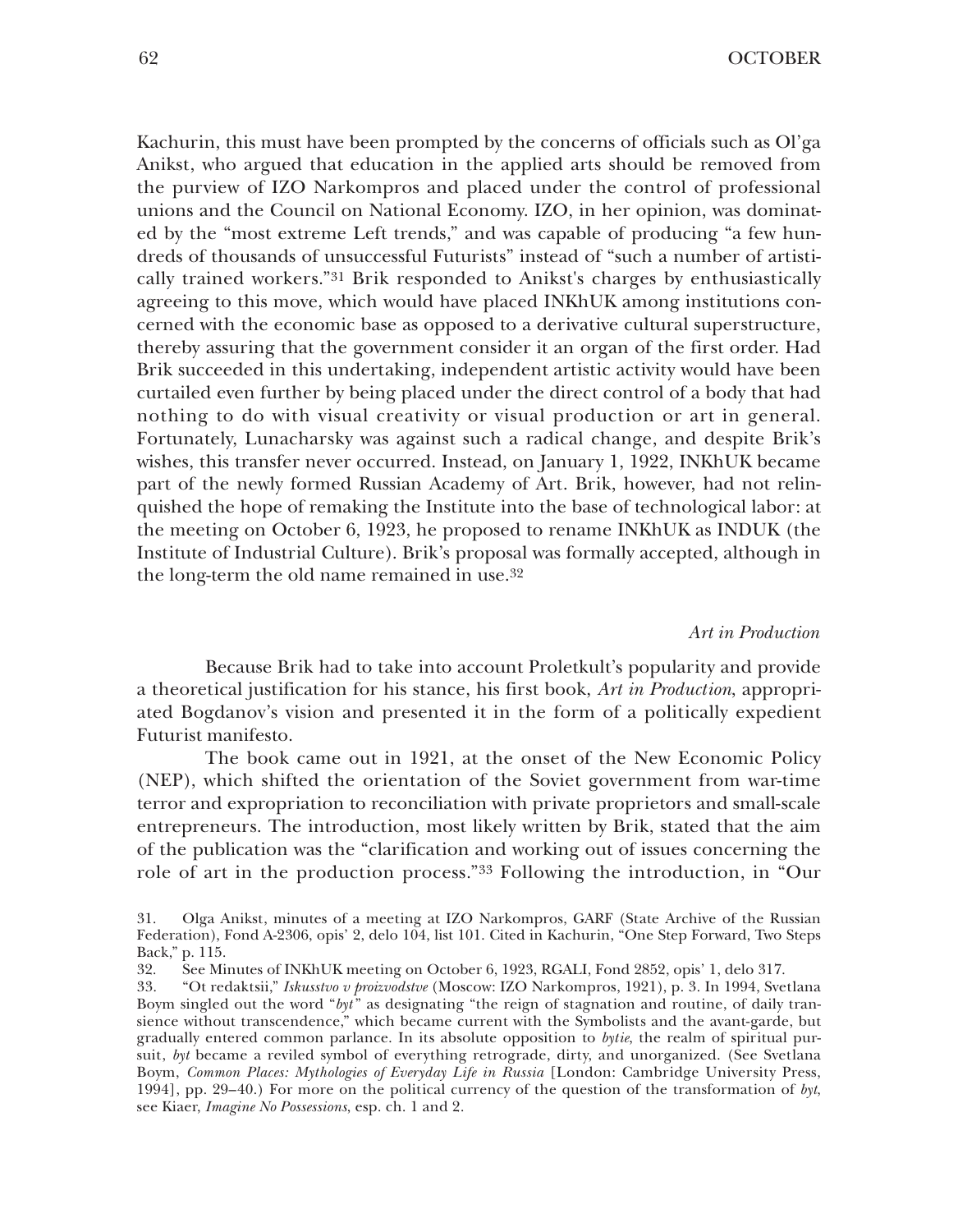Kachurin, this must have been prompted by the concerns of officials such as Ol'ga Anikst, who argued that education in the applied arts should be removed from the purview of IZO Narkompros and placed under the control of professional unions and the Council on National Economy. IZO, in her opinion, was dominated by the "most extreme Left trends," and was capable of producing "a few hundreds of thousands of unsuccessful Futurists" instead of "such a number of artistically trained workers."[31] Brik responded to Anikst's charges by enthusiastically agreeing to this move, which would have placed INKhUK among institutions concerned with the economic base as opposed to a derivative cultural superstructure, thereby assuring that the government consider it an organ of the first order. Had Brik succeeded in this undertaking, independent artistic activity would have been curtailed even further by being placed under the direct control of a body that had nothing to do with visual creativity or visual production or art in general. Fortunately, Lunacharsky was against such a radical change, and despite Brik's wishes, this transfer never occurred. Instead, on January 1, 1922, INKhUK became part of the newly formed Russian Academy of Art. Brik, however, had not relinquished the hope of remaking the Institute into the base of technological labor: at the meeting on October 6, 1923, he proposed to rename INKhUK as INDUK (the Institute of Industrial Culture). Brik's proposal was formally accepted, although in the long-term the old name remained in use.[32]

### *Art in Production*

Because Brik had to take into account Proletkult's popularity and provide a theoretical justification for his stance, his first book, *Art in Production*, appropriated Bogdanov's vision and presented it in the form of a politically expedient Futurist manifesto.

The book came out in 1921, at the onset of the New Economic Policy (NEP), which shifted the orientation of the Soviet government from war-time terror and expropriation to reconciliation with private proprietors and small-scale entrepreneurs. The introduction, most likely written by Brik, stated that the aim of the publication was the "clarification and working out of issues concerning the role of art in the production process."[33] Following the introduction, in "Our

31. Olga Anikst, minutes of a meeting at IZO Narkompros, GARF (State Archive of the Russian Federation), Fond A-2306, opis' 2, delo 104, list 101. Cited in Kachurin, "One Step Forward, Two Steps Back," p. 115.

32. See Minutes of INKhUK meeting on October 6, 1923, RGALI, Fond 2852, opis' 1, delo 317.

33. "Ot redaktsii," *Iskusstvo v proizvodstve* (Moscow: IZO Narkompros, 1921), p. 3. In 1994, Svetlana Boym singled out the word "*byt*" as designating "the reign of stagnation and routine, of daily transience without transcendence," which became current with the Symbolists and the avant-garde, but gradually entered common parlance. In its absolute opposition to *bytie*, the realm of spiritual pursuit, *byt* became a reviled symbol of everything retrograde, dirty, and unorganized. (See Svetlana Boym, *Common Places: Mythologies of Everyday Life in Russia* [London: Cambridge University Press, 1994], pp. 29–40.) For more on the political currency of the question of the transformation of *byt*, see Kiaer, *Imagine No Possessions*, esp. ch. 1 and 2.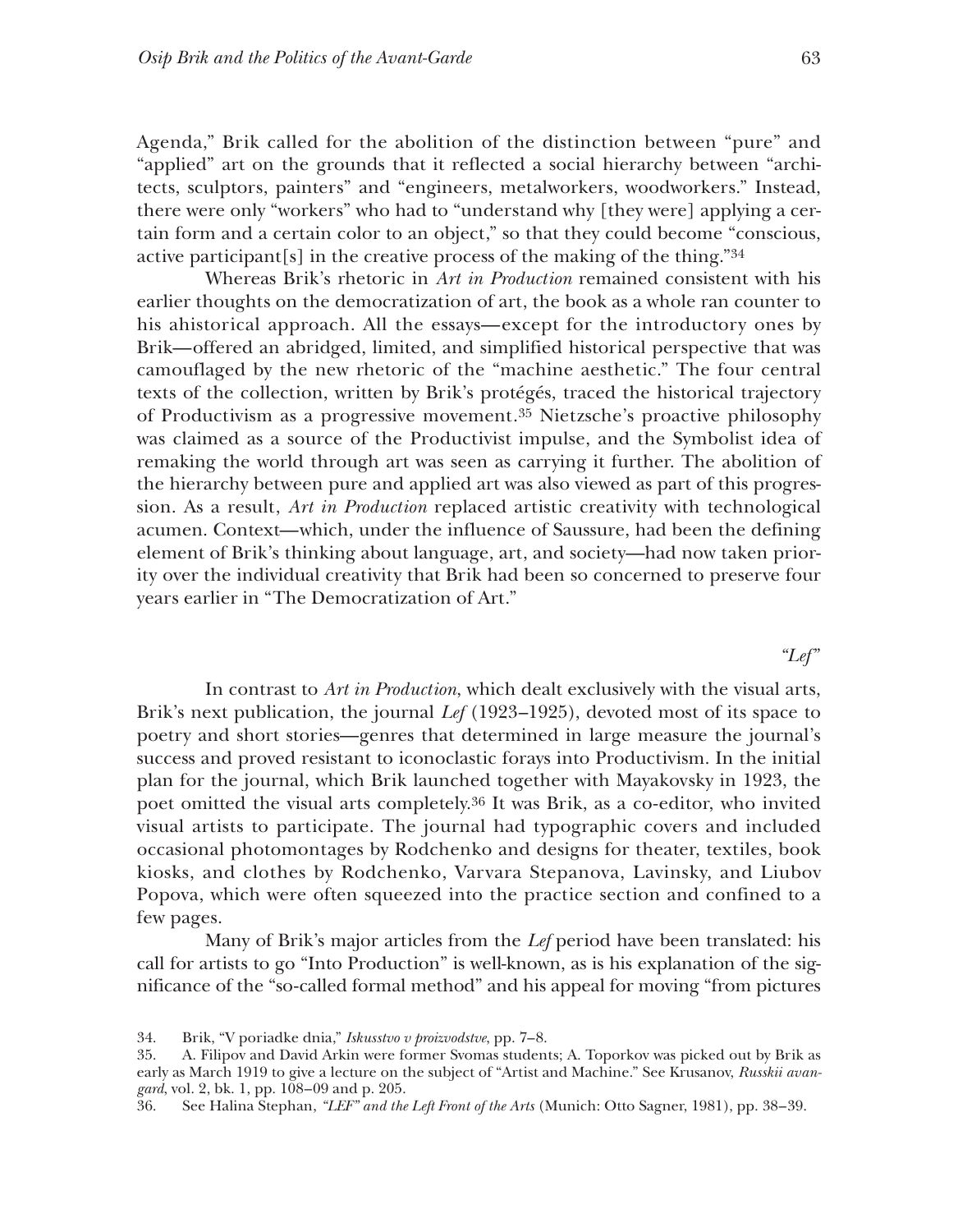Agenda," Brik called for the abolition of the distinction between "pure" and "applied" art on the grounds that it reflected a social hierarchy between "architects, sculptors, painters" and "engineers, metalworkers, woodworkers." Instead, there were only "workers" who had to "understand why [they were] applying a certain form and a certain color to an object," so that they could become "conscious, active participant[s] in the creative process of the making of the thing."[34]

Whereas Brik's rhetoric in *Art in Production* remained consistent with his earlier thoughts on the democratization of art, the book as a whole ran counter to his ahistorical approach. All the essays—except for the introductory ones by Brik—offered an abridged, limited, and simplified historical perspective that was camouflaged by the new rhetoric of the "machine aesthetic." The four central texts of the collection, written by Brik's protégés, traced the historical trajectory of Productivism as a progressive movement.[35] Nietzsche's proactive philosophy was claimed as a source of the Productivist impulse, and the Symbolist idea of remaking the world through art was seen as carrying it further. The abolition of the hierarchy between pure and applied art was also viewed as part of this progression. As a result, *Art in Production* replaced artistic creativity with technological acumen. Context—which, under the influence of Saussure, had been the defining element of Brik's thinking about language, art, and society—had now taken priority over the individual creativity that Brik had been so concerned to preserve four years earlier in "The Democratization of Art."

### *"Lef"*

In contrast to *Art in Production*, which dealt exclusively with the visual arts, Brik's next publication, the journal *Lef* (1923–1925), devoted most of its space to poetry and short stories—genres that determined in large measure the journal's success and proved resistant to iconoclastic forays into Productivism. In the initial plan for the journal, which Brik launched together with Mayakovsky in 1923, the poet omitted the visual arts completely.[36] It was Brik, as a co-editor, who invited visual artists to participate. The journal had typographic covers and included occasional photomontages by Rodchenko and designs for theater, textiles, book kiosks, and clothes by Rodchenko, Varvara Stepanova, Lavinsky, and Liubov Popova, which were often squeezed into the practice section and confined to a few pages.

Many of Brik's major articles from the *Lef* period have been translated: his call for artists to go "Into Production" is well-known, as is his explanation of the significance of the "so-called formal method" and his appeal for moving "from pictures

34. Brik, "V poriadke dnia," *Iskusstvo v proizvodstve*, pp. 7–8.

35. A. Filipov and David Arkin were former Svomas students; A. Toporkov was picked out by Brik as early as March 1919 to give a lecture on the subject of "Artist and Machine." See Krusanov, *Russkii avangard*, vol. 2, bk. 1, pp. 108–09 and p. 205.

36. See Halina Stephan, *"LEF" and the Left Front of the Arts* (Munich: Otto Sagner, 1981), pp. 38–39.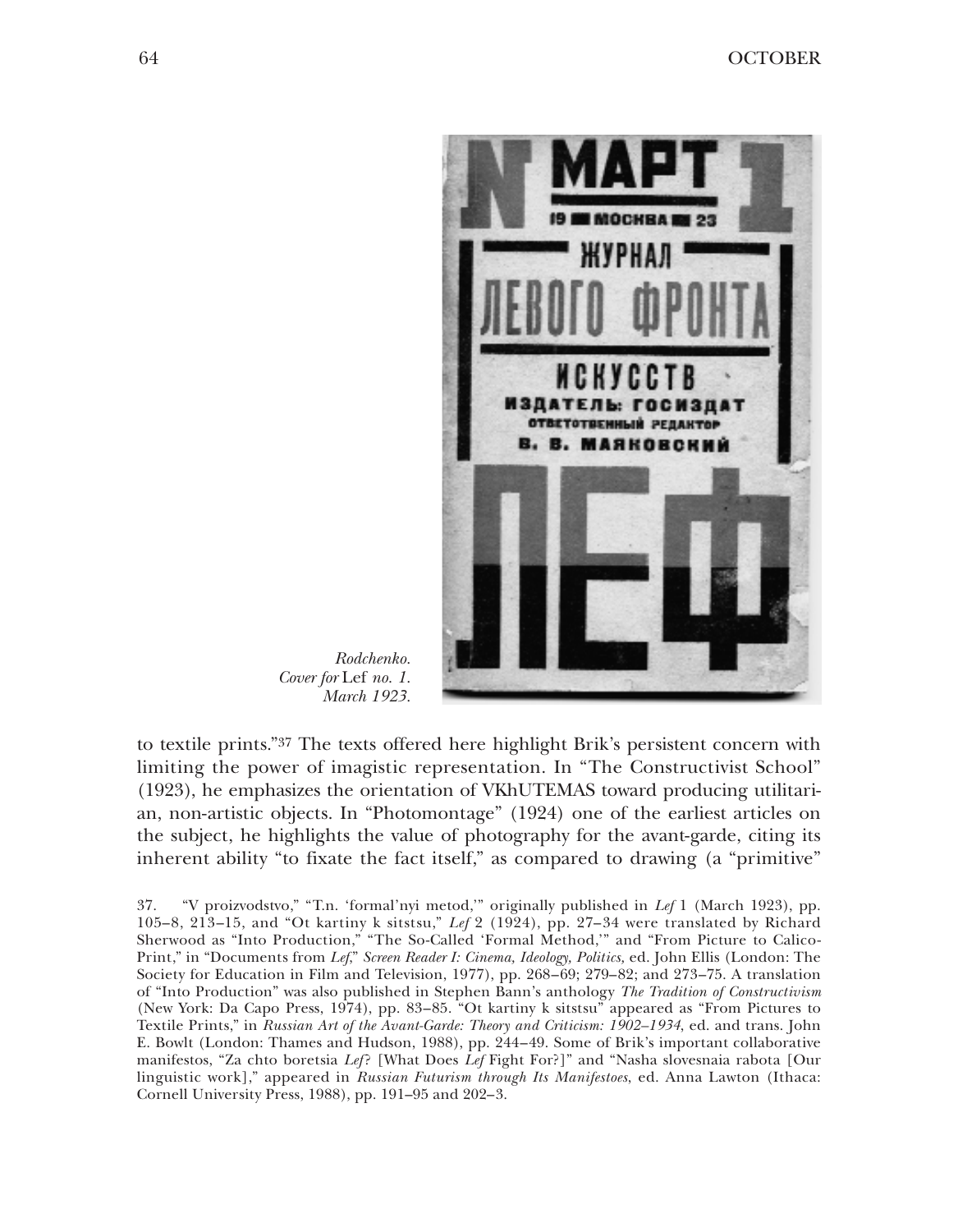*Rodchenko. Cover for* Lef *no. 1. March 1923.*

to textile prints."[37] The texts offered here highlight Brik's persistent concern with limiting the power of imagistic representation. In "The Constructivist School" (1923), he emphasizes the orientation of VKhUTEMAS toward producing utilitarian, non-artistic objects. In "Photomontage" (1924) one of the earliest articles on the subject, he highlights the value of photography for the avant-garde, citing its inherent ability "to fixate the fact itself," as compared to drawing (a "primitive"

37. "V proizvodstvo," "T.n. 'formal'nyi metod,'" originally published in *Lef* 1 (March 1923), pp. 105–8, 213–15, and "Ot kartiny k sitstsu," *Lef* 2 (1924), pp. 27–34 were translated by Richard Sherwood as "Into Production," "The So-Called 'Formal Method,'" and "From Picture to Calico-Print," in "Documents from *Lef*," *Screen Reader I: Cinema, Ideology, Politics,* ed. John Ellis (London: The Society for Education in Film and Television, 1977), pp. 268–69; 279–82; and 273–75. A translation of "Into Production" was also published in Stephen Bann's anthology *The Tradition of Constructivism* (New York: Da Capo Press, 1974), pp. 83–85. "Ot kartiny k sitstsu" appeared as "From Pictures to Textile Prints," in *Russian Art of the Avant-Garde: Theory and Criticism: 1902–1934*, ed. and trans. John E. Bowlt (London: Thames and Hudson, 1988), pp. 244–49. Some of Brik's important collaborative manifestos, "Za chto boretsia *Lef*? [What Does *Lef* Fight For?]" and "Nasha slovesnaia rabota [Our linguistic work]," appeared in *Russian Futurism through Its Manifestoes*, ed. Anna Lawton (Ithaca: Cornell University Press, 1988), pp. 191–95 and 202–3.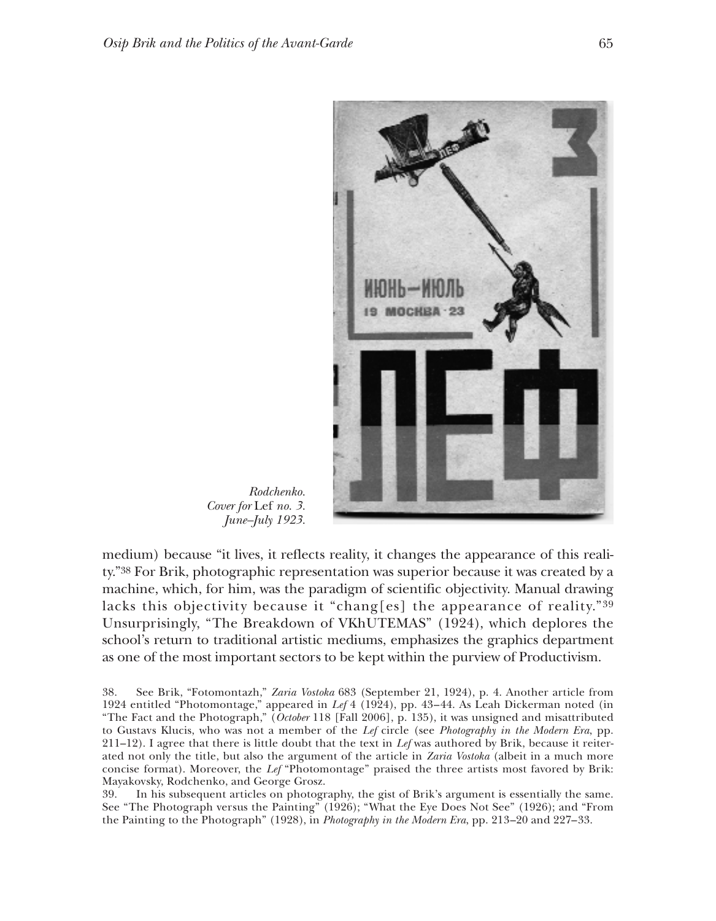*Rodchenko. Cover for* Lef *no. 3. June–July 1923.*

medium) because "it lives, it reflects reality, it changes the appearance of this reality."[38] For Brik, photographic representation was superior because it was created by a machine, which, for him, was the paradigm of scientific objectivity. Manual drawing lacks this objectivity because it "chang[es] the appearance of reality."[39] Unsurprisingly, "The Breakdown of VKhUTEMAS" (1924), which deplores the school's return to traditional artistic mediums, emphasizes the graphics department as one of the most important sectors to be kept within the purview of Productivism.

38. See Brik, "Fotomontazh," *Zaria Vostoka* 683 (September 21, 1924), p. 4. Another article from 1924 entitled "Photomontage," appeared in *Lef* 4 (1924), pp. 43–44. As Leah Dickerman noted (in "The Fact and the Photograph," (*October* 118 [Fall 2006], p. 135), it was unsigned and misattributed to Gustavs Klucis, who was not a member of the *Lef* circle (see *Photography in the Modern Era*, pp. 211–12). I agree that there is little doubt that the text in *Lef* was authored by Brik, because it reiterated not only the title, but also the argument of the article in *Zaria Vostoka* (albeit in a much more concise format). Moreover, the *Lef* "Photomontage" praised the three artists most favored by Brik: Mayakovsky, Rodchenko, and George Grosz.

39. In his subsequent articles on photography, the gist of Brik's argument is essentially the same. See "The Photograph versus the Painting" (1926); "What the Eye Does Not See" (1926); and "From the Painting to the Photograph" (1928), in *Photography in the Modern Era*, pp. 213–20 and 227–33.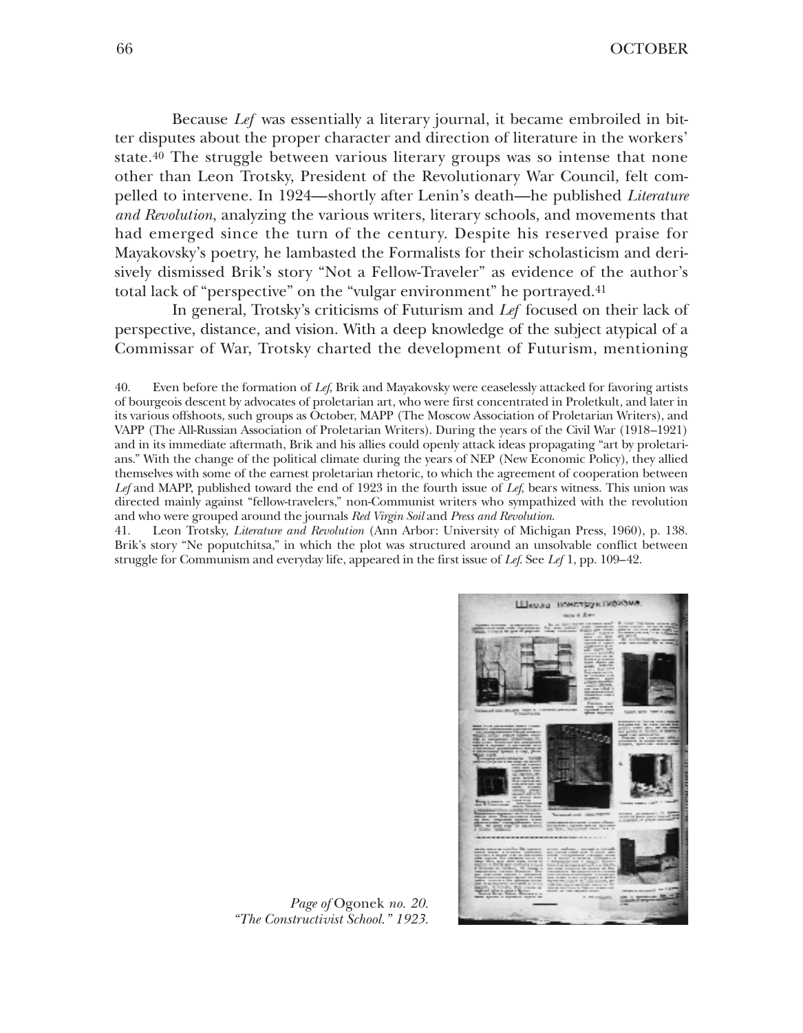Because *Lef* was essentially a literary journal, it became embroiled in bitter disputes about the proper character and direction of literature in the workers' state.[40] The struggle between various literary groups was so intense that none other than Leon Trotsky, President of the Revolutionary War Council, felt compelled to intervene. In 1924—shortly after Lenin's death—he published *Literature and Revolution*, analyzing the various writers, literary schools, and movements that had emerged since the turn of the century. Despite his reserved praise for Mayakovsky's poetry, he lambasted the Formalists for their scholasticism and derisively dismissed Brik's story "Not a Fellow-Traveler" as evidence of the author's total lack of "perspective" on the "vulgar environment" he portrayed.[41]

In general, Trotsky's criticisms of Futurism and *Lef* focused on their lack of perspective, distance, and vision. With a deep knowledge of the subject atypical of a Commissar of War, Trotsky charted the development of Futurism, mentioning

40. Even before the formation of *Lef*, Brik and Mayakovsky were ceaselessly attacked for favoring artists of bourgeois descent by advocates of proletarian art, who were first concentrated in Proletkult, and later in its various offshoots, such groups as October, MAPP (The Moscow Association of Proletarian Writers), and VAPP (The All-Russian Association of Proletarian Writers). During the years of the Civil War (1918–1921) and in its immediate aftermath, Brik and his allies could openly attack ideas propagating "art by proletarians." With the change of the political climate during the years of NEP (New Economic Policy), they allied themselves with some of the earnest proletarian rhetoric, to which the agreement of cooperation between *Lef* and MAPP, published toward the end of 1923 in the fourth issue of *Lef*, bears witness. This union was directed mainly against "fellow-travelers," non-Communist writers who sympathized with the revolution and who were grouped around the journals *Red Virgin Soil* and *Press and Revolution*.

41. Leon Trotsky, *Literature and Revolution* (Ann Arbor: University of Michigan Press, 1960), p. 138. Brik's story "Ne poputchitsa," in which the plot was structured around an unsolvable conflict between struggle for Communism and everyday life, appeared in the first issue of *Lef*. See *Lef* 1, pp. 109–42.

*Page of* Ogonek *no. 20. "The Constructivist School." 1923.*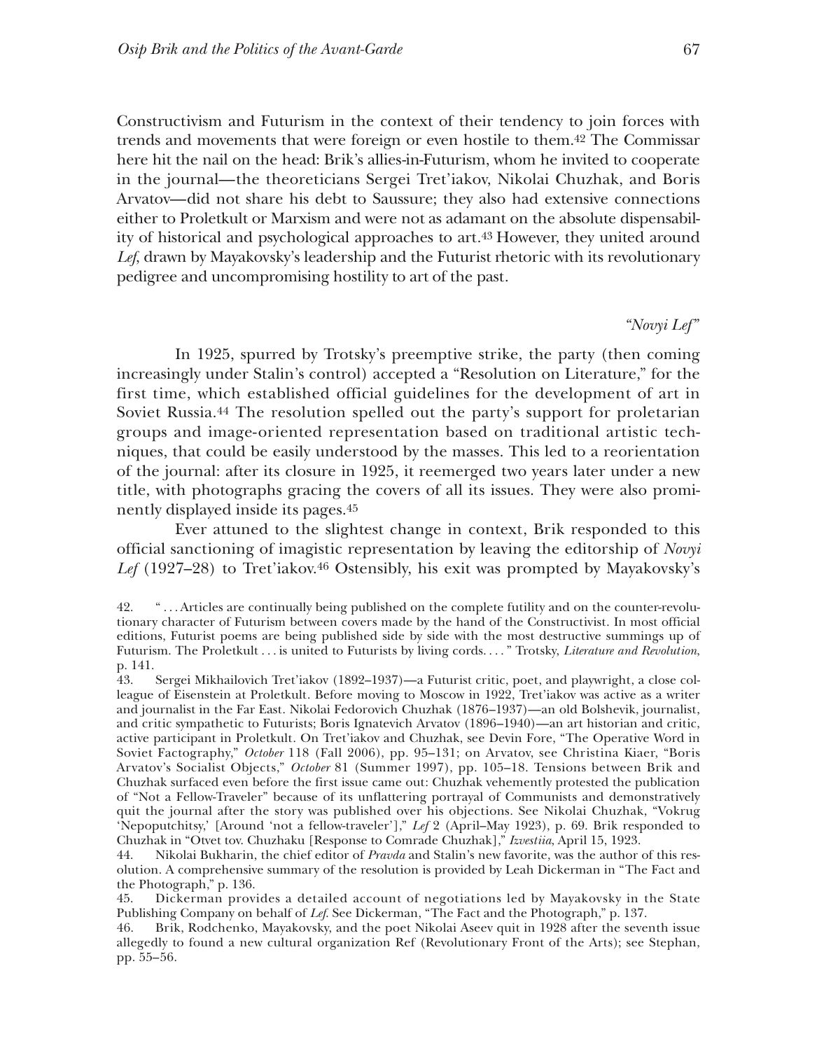Constructivism and Futurism in the context of their tendency to join forces with trends and movements that were foreign or even hostile to them.[42] The Commissar here hit the nail on the head: Brik's allies-in-Futurism, whom he invited to cooperate in the journal—the theoreticians Sergei Tret'iakov, Nikolai Chuzhak, and Boris Arvatov—did not share his debt to Saussure; they also had extensive connections either to Proletkult or Marxism and were not as adamant on the absolute dispensability of historical and psychological approaches to art.[43] However, they united around *Lef*, drawn by Mayakovsky's leadership and the Futurist rhetoric with its revolutionary pedigree and uncompromising hostility to art of the past.

### *"Novyi Lef"*

In 1925, spurred by Trotsky's preemptive strike, the party (then coming increasingly under Stalin's control) accepted a "Resolution on Literature," for the first time, which established official guidelines for the development of art in Soviet Russia.[44] The resolution spelled out the party's support for proletarian groups and image-oriented representation based on traditional artistic techniques, that could be easily understood by the masses. This led to a reorientation of the journal: after its closure in 1925, it reemerged two years later under a new title, with photographs gracing the covers of all its issues. They were also prominently displayed inside its pages.[45]

Ever attuned to the slightest change in context, Brik responded to this official sanctioning of imagistic representation by leaving the editorship of *Novyi Lef* (1927–28) to Tret'iakov.[46] Ostensibly, his exit was prompted by Mayakovsky's

42. " . . . Articles are continually being published on the complete futility and on the counter-revolutionary character of Futurism between covers made by the hand of the Constructivist. In most official editions, Futurist poems are being published side by side with the most destructive summings up of Futurism. The Proletkult . . . is united to Futurists by living cords. . . . " Trotsky, *Literature and Revolution*, p. 141.

43. Sergei Mikhailovich Tret'iakov (1892–1937)—a Futurist critic, poet, and playwright, a close colleague of Eisenstein at Proletkult. Before moving to Moscow in 1922, Tret'iakov was active as a writer and journalist in the Far East. Nikolai Fedorovich Chuzhak (1876–1937)—an old Bolshevik, journalist, and critic sympathetic to Futurists; Boris Ignatevich Arvatov (1896–1940)—an art historian and critic, active participant in Proletkult. On Tret'iakov and Chuzhak, see Devin Fore, "The Operative Word in Soviet Factography," *October* 118 (Fall 2006), pp. 95–131; on Arvatov, see Christina Kiaer, "Boris Arvatov's Socialist Objects," *October* 81 (Summer 1997), pp. 105–18. Tensions between Brik and Chuzhak surfaced even before the first issue came out: Chuzhak vehemently protested the publication of "Not a Fellow-Traveler" because of its unflattering portrayal of Communists and demonstratively quit the journal after the story was published over his objections. See Nikolai Chuzhak, "Vokrug 'Nepoputchitsy,' [Around 'not a fellow-traveler']," *Lef* 2 (April–May 1923), p. 69. Brik responded to Chuzhak in "Otvet tov. Chuzhaku [Response to Comrade Chuzhak]," *Izvestiia*, April 15, 1923.

44. Nikolai Bukharin, the chief editor of *Pravda* and Stalin's new favorite, was the author of this resolution. A comprehensive summary of the resolution is provided by Leah Dickerman in "The Fact and the Photograph," p. 136.

45. Dickerman provides a detailed account of negotiations led by Mayakovsky in the State Publishing Company on behalf of *Lef*. See Dickerman, "The Fact and the Photograph," p. 137.

46. Brik, Rodchenko, Mayakovsky, and the poet Nikolai Aseev quit in 1928 after the seventh issue allegedly to found a new cultural organization Ref (Revolutionary Front of the Arts); see Stephan, pp. 55–56.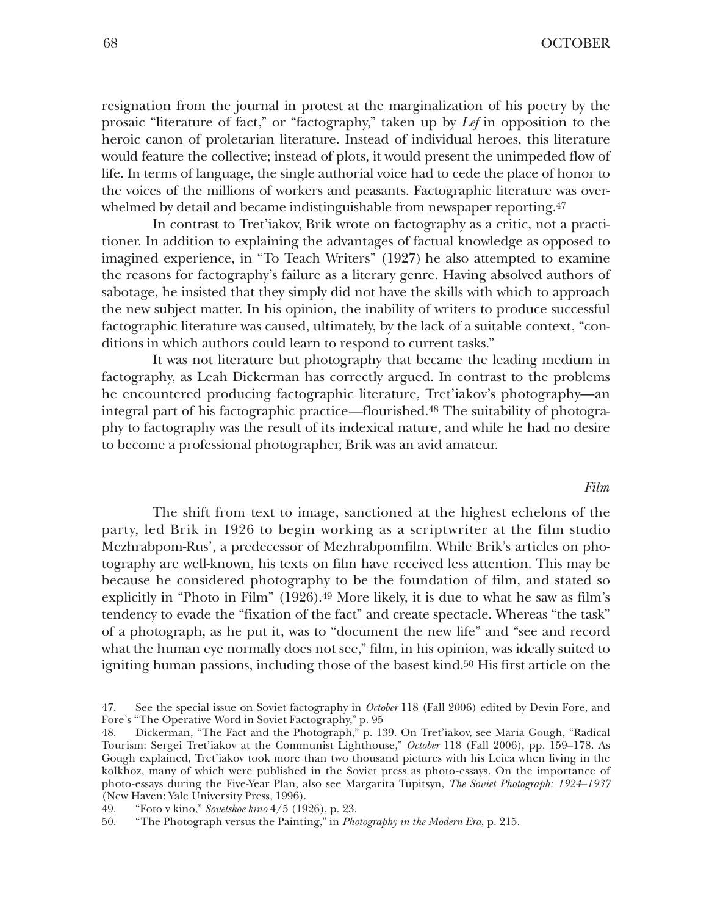resignation from the journal in protest at the marginalization of his poetry by the prosaic "literature of fact," or "factography," taken up by *Lef* in opposition to the heroic canon of proletarian literature. Instead of individual heroes, this literature would feature the collective; instead of plots, it would present the unimpeded flow of life. In terms of language, the single authorial voice had to cede the place of honor to the voices of the millions of workers and peasants. Factographic literature was overwhelmed by detail and became indistinguishable from newspaper reporting.[47]

In contrast to Tret'iakov, Brik wrote on factography as a critic, not a practitioner. In addition to explaining the advantages of factual knowledge as opposed to imagined experience, in "To Teach Writers" (1927) he also attempted to examine the reasons for factography's failure as a literary genre. Having absolved authors of sabotage, he insisted that they simply did not have the skills with which to approach the new subject matter. In his opinion, the inability of writers to produce successful factographic literature was caused, ultimately, by the lack of a suitable context, "conditions in which authors could learn to respond to current tasks."

It was not literature but photography that became the leading medium in factography, as Leah Dickerman has correctly argued. In contrast to the problems he encountered producing factographic literature, Tret'iakov's photography—an integral part of his factographic practice—flourished.[48] The suitability of photography to factography was the result of its indexical nature, and while he had no desire to become a professional photographer, Brik was an avid amateur.

### *Film*

The shift from text to image, sanctioned at the highest echelons of the party, led Brik in 1926 to begin working as a scriptwriter at the film studio Mezhrabpom-Rus', a predecessor of Mezhrabpomfilm. While Brik's articles on photography are well-known, his texts on film have received less attention. This may be because he considered photography to be the foundation of film, and stated so explicitly in "Photo in Film" (1926).[49] More likely, it is due to what he saw as film's tendency to evade the "fixation of the fact" and create spectacle. Whereas "the task" of a photograph, as he put it, was to "document the new life" and "see and record what the human eye normally does not see," film, in his opinion, was ideally suited to igniting human passions, including those of the basest kind.[50] His first article on the

47. See the special issue on Soviet factography in *October* 118 (Fall 2006) edited by Devin Fore, and Fore's "The Operative Word in Soviet Factography," p. 95

48. Dickerman, "The Fact and the Photograph," p. 139. On Tret'iakov, see Maria Gough, "Radical Tourism: Sergei Tret'iakov at the Communist Lighthouse," *October* 118 (Fall 2006), pp. 159–178. As Gough explained, Tret'iakov took more than two thousand pictures with his Leica when living in the kolkhoz, many of which were published in the Soviet press as photo-essays. On the importance of photo-essays during the Five-Year Plan, also see Margarita Tupitsyn, *The Soviet Photograph: 1924–1937* (New Haven: Yale University Press, 1996).

49. "Foto v kino," *Sovetskoe kino* 4/5 (1926), p. 23.

50. "The Photograph versus the Painting," in *Photography in the Modern Era*, p. 215.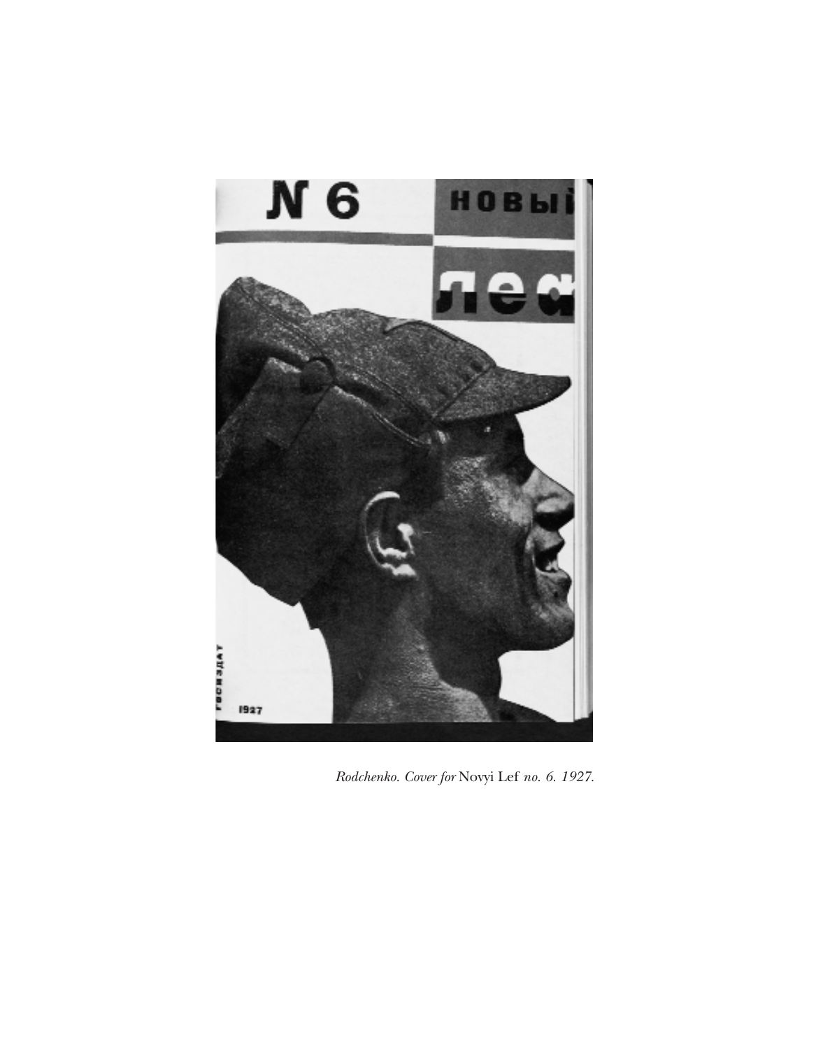*Rodchenko. Cover for* Novyi Lef *no. 6. 1927.*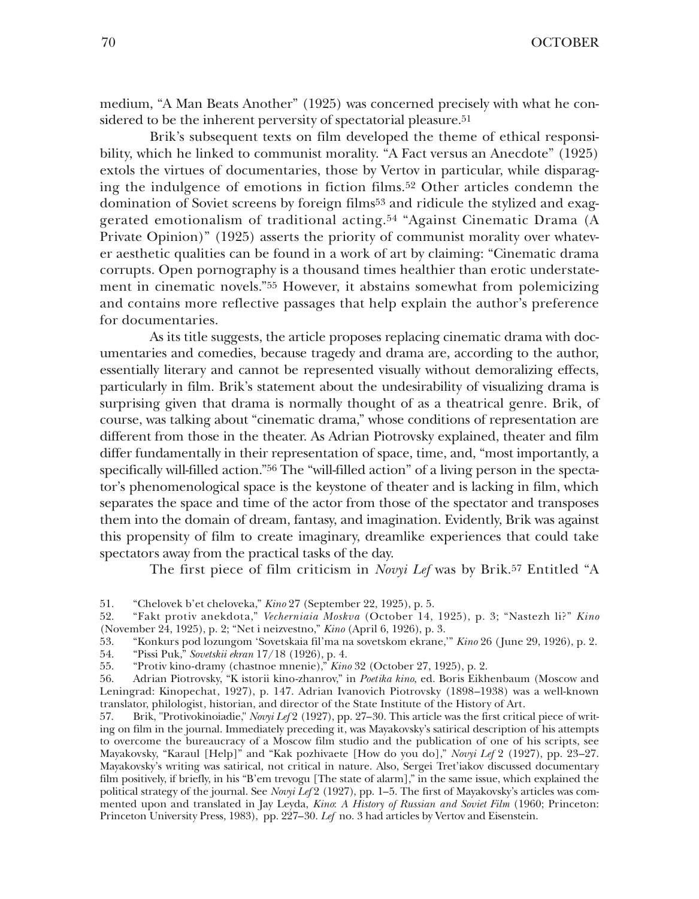medium, “A Man Beats Another” (1925) was concerned precisely with what he considered to be the inherent perversity of spectatorial pleasure.[51]

Brik’s subsequent texts on film developed the theme of ethical responsibility, which he linked to communist morality. “A Fact versus an Anecdote” (1925) extols the virtues of documentaries, those by Vertov in particular, while disparaging the indulgence of emotions in fiction films.[52] Other articles condemn the domination of Soviet screens by foreign films[53] and ridicule the stylized and exaggerated emotionalism of traditional acting.[54] “Against Cinematic Drama (A Private Opinion)” (1925) asserts the priority of communist morality over whatever aesthetic qualities can be found in a work of art by claiming: “Cinematic drama corrupts. Open pornography is a thousand times healthier than erotic understatement in cinematic novels.”[55] However, it abstains somewhat from polemicizing and contains more reflective passages that help explain the author’s preference for documentaries.

As its title suggests, the article proposes replacing cinematic drama with documentaries and comedies, because tragedy and drama are, according to the author, essentially literary and cannot be represented visually without demoralizing effects, particularly in film. Brik’s statement about the undesirability of visualizing drama is surprising given that drama is normally thought of as a theatrical genre. Brik, of course, was talking about “cinematic drama,” whose conditions of representation are different from those in the theater. As Adrian Piotrovsky explained, theater and film differ fundamentally in their representation of space, time, and, “most importantly, a specifically will-filled action.”[56] The “will-filled action” of a living person in the spectator’s phenomenological space is the keystone of theater and is lacking in film, which separates the space and time of the actor from those of the spectator and transposes them into the domain of dream, fantasy, and imagination. Evidently, Brik was against this propensity of film to create imaginary, dreamlike experiences that could take spectators away from the practical tasks of the day.

The first piece of film criticism in *Novyi Lef* was by Brik.[57] Entitled “A

51. “Chelovek b’et cheloveka,” *Kino* 27 (September 22, 1925), p. 5.
52. “Fakt protiv anekdota,” *Vecherniaia Moskva* (October 14, 1925), p. 3; “Nastezh li?” *Kino* (November 24, 1925), p. 2; “Net i neizvestno,” *Kino* (April 6, 1926), p. 3.
53. “Konkurs pod lozungom ‘Sovetskaia fil’ma na sovetskom ekrane,’” *Kino* 26 (June 29, 1926), p. 2.
54. “Pissi Puk,” *Sovetskii ekran* 17/18 (1926), p. 4.
55. “Protiv kino-dramy (chastnoe mnenie),” *Kino* 32 (October 27, 1925), p. 2.
56. Adrian Piotrovsky, “K istorii kino-zhanrov,” in *Poetika kino*, ed. Boris Eikhenbaum (Moscow and Leningrad: Kinopechat, 1927), p. 147. Adrian Ivanovich Piotrovsky (1898–1938) was a well-known translator, philologist, historian, and director of the State Institute of the History of Art.
57. Brik, "Protivokinoiadie," *Novyi Lef* 2 (1927), pp. 27–30. This article was the first critical piece of writing on film in the journal. Immediately preceding it, was Mayakovsky’s satirical description of his attempts to overcome the bureaucracy of a Moscow film studio and the publication of one of his scripts, see Mayakovsky, “Karaul [Help]” and “Kak pozhivaete [How do you do],” *Novyi Lef* 2 (1927), pp. 23–27. Mayakovsky’s writing was satirical, not critical in nature. Also, Sergei Tret’iakov discussed documentary film positively, if briefly, in his “B’em trevogu [The state of alarm],” in the same issue, which explained the political strategy of the journal. See *Novyi Lef* 2 (1927), pp. 1–5. The first of Mayakovsky’s articles was commented upon and translated in Jay Leyda, *Kino: A History of Russian and Soviet Film* (1960; Princeton: Princeton University Press, 1983), pp. 227–30. *Lef* no. 3 had articles by Vertov and Eisenstein.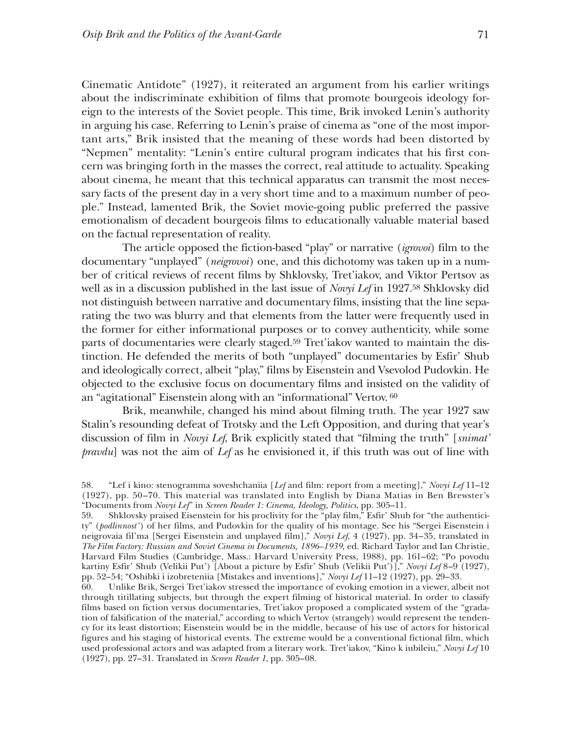Cinematic Antidote" (1927), it reiterated an argument from his earlier writings about the indiscriminate exhibition of films that promote bourgeois ideology foreign to the interests of the Soviet people. This time, Brik invoked Lenin's authority in arguing his case. Referring to Lenin's praise of cinema as "one of the most important arts," Brik insisted that the meaning of these words had been distorted by "Nepmen" mentality: "Lenin's entire cultural program indicates that his first concern was bringing forth in the masses the correct, real attitude to actuality. Speaking about cinema, he meant that this technical apparatus can transmit the most necessary facts of the present day in a very short time and to a maximum number of people." Instead, lamented Brik, the Soviet movie-going public preferred the passive emotionalism of decadent bourgeois films to educationally valuable material based on the factual representation of reality.

The article opposed the fiction-based "play" or narrative (*igrovoi*) film to the documentary "unplayed" (*neigrovoi*) one, and this dichotomy was taken up in a number of critical reviews of recent films by Shklovsky, Tret'iakov, and Viktor Pertsov as well as in a discussion published in the last issue of *Novyi Lef* in 1927.[58] Shklovsky did not distinguish between narrative and documentary films, insisting that the line separating the two was blurry and that elements from the latter were frequently used in the former for either informational purposes or to convey authenticity, while some parts of documentaries were clearly staged.[59] Tret'iakov wanted to maintain the distinction. He defended the merits of both "unplayed" documentaries by Esfir' Shub and ideologically correct, albeit "play," films by Eisenstein and Vsevolod Pudovkin. He objected to the exclusive focus on documentary films and insisted on the validity of an "agitational" Eisenstein along with an "informational" Vertov.[60]

Brik, meanwhile, changed his mind about filming truth. The year 1927 saw Stalin's resounding defeat of Trotsky and the Left Opposition, and during that year's discussion of film in *Novyi Lef*, Brik explicitly stated that "filming the truth" [*snimat' pravdu*] was not the aim of *Lef* as he envisioned it, if this truth was out of line with

58. "Lef i kino: stenogramma soveshchaniia [*Lef* and film: report from a meeting]," *Novyi Lef* 11–12 (1927), pp. 50–70. This material was translated into English by Diana Matias in Ben Brewster's "Documents from *Novyi Lef*" in *Screen Reader 1: Cinema, Ideology, Politics*, pp. 305–11.

59. Shklovsky praised Eisenstein for his proclivity for the "play film," Esfir' Shub for "the authenticity" (*podlinnost'*) of her films, and Pudovkin for the quality of his montage. See his "Sergei Eisenstein i neigrovaia fil'ma [Sergei Eisenstein and unplayed film]," *Novyi Lef*, 4 (1927), pp. 34–35, translated in *The Film Factory: Russian and Soviet Cinema in Documents, 1896–1939,* ed. Richard Taylor and Ian Christie, Harvard Film Studies (Cambridge, Mass.: Harvard University Press, 1988), pp. 161–62; "Po povodu kartiny Esfir' Shub (Velikii Put') [About a picture by Esfir' Shub (Velikii Put')]," *Novyi Lef* 8–9 (1927), pp. 52–54; "Oshibki i izobreteniia [Mistakes and inventions]," *Novyi Lef* 11–12 (1927), pp. 29–33.

60. Unlike Brik, Sergei Tret'iakov stressed the importance of evoking emotion in a viewer, albeit not through titillating subjects, but through the expert filming of historical material. In order to classify films based on fiction versus documentaries, Tret'iakov proposed a complicated system of the "gradation of falsification of the material," according to which Vertov (strangely) would represent the tendency for its least distortion; Eisenstein would be in the middle, because of his use of actors for historical figures and his staging of historical events. The extreme would be a conventional fictional film, which used professional actors and was adapted from a literary work. Tret'iakov, "Kino k iubileiu," *Novyi Lef* 10 (1927), pp. 27–31. Translated in *Screen Reader 1*, pp. 305–08.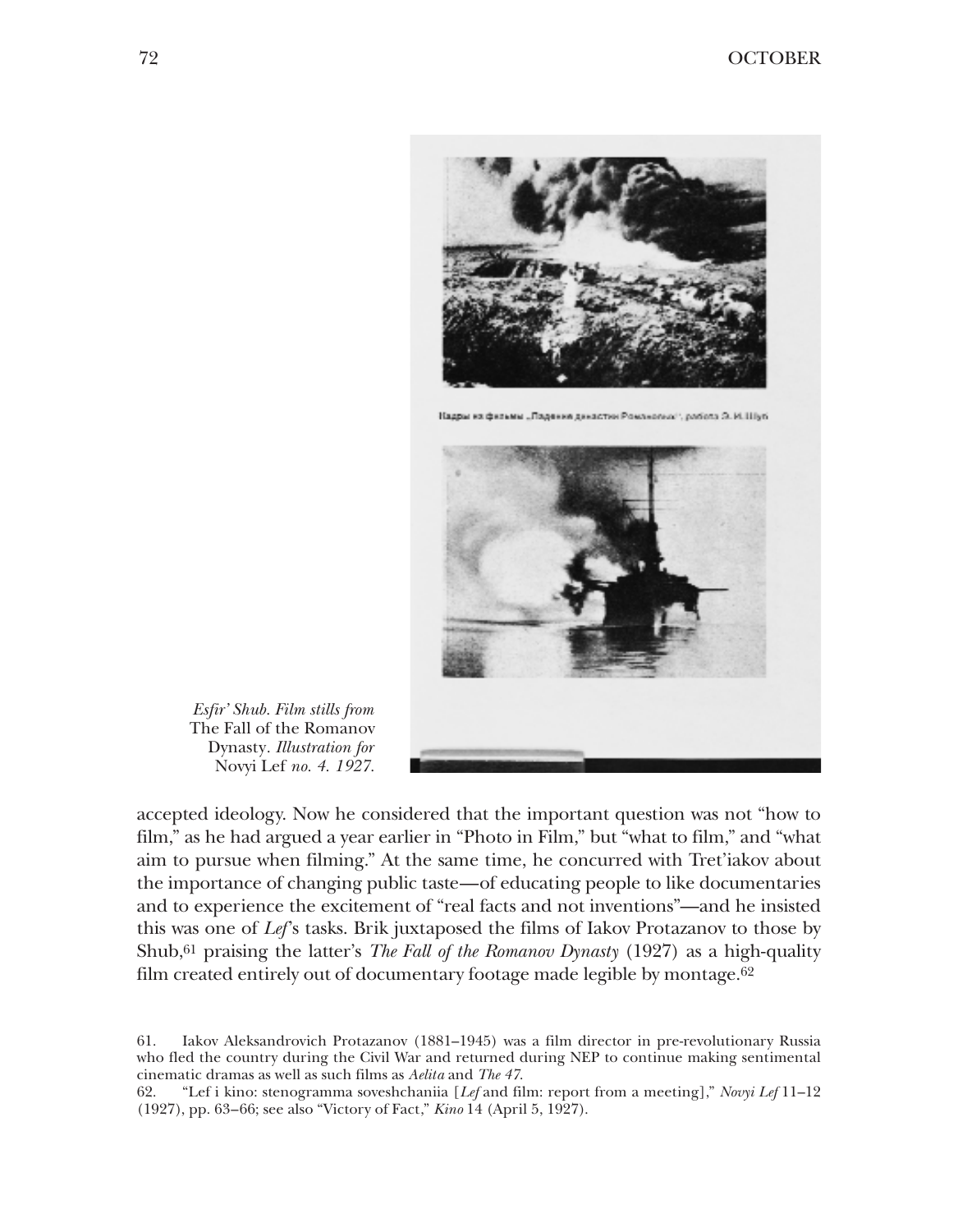Esfir' Shub. Film stills from The Fall of the Romanov Dynasty. *Illustration for* Novyi Lef *no. 4. 1927.*

accepted ideology. Now he considered that the important question was not "how to film," as he had argued a year earlier in "Photo in Film," but "what to film," and "what aim to pursue when filming." At the same time, he concurred with Tret'iakov about the importance of changing public taste—of educating people to like documentaries and to experience the excitement of "real facts and not inventions"—and he insisted this was one of *Lef*'s tasks. Brik juxtaposed the films of Iakov Protazanov to those by Shub,[61] praising the latter's *The Fall of the Romanov Dynasty* (1927) as a high-quality film created entirely out of documentary footage made legible by montage.[62]

61. Iakov Aleksandrovich Protazanov (1881–1945) was a film director in pre-revolutionary Russia who fled the country during the Civil War and returned during NEP to continue making sentimental cinematic dramas as well as such films as *Aelita* and *The 47*.

62. "Lef i kino: stenogramma soveshchaniia [*Lef* and film: report from a meeting]," *Novyi Lef* 11–12 (1927), pp. 63–66; see also "Victory of Fact," *Kino* 14 (April 5, 1927).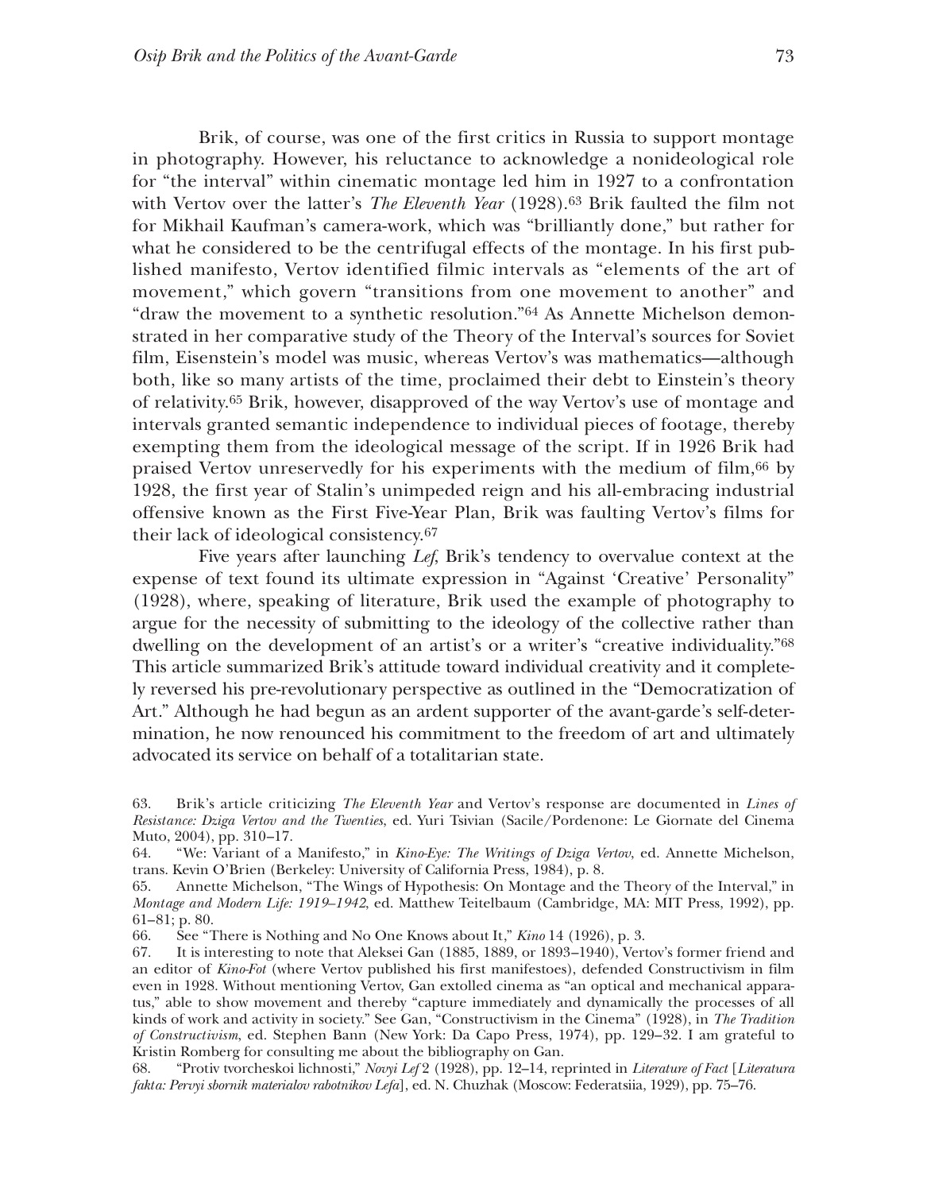Brik, of course, was one of the first critics in Russia to support montage in photography. However, his reluctance to acknowledge a nonideological role for "the interval" within cinematic montage led him in 1927 to a confrontation with Vertov over the latter's *The Eleventh Year* (1928).[63] Brik faulted the film not for Mikhail Kaufman's camera-work, which was "brilliantly done," but rather for what he considered to be the centrifugal effects of the montage. In his first published manifesto, Vertov identified filmic intervals as "elements of the art of movement," which govern "transitions from one movement to another" and "draw the movement to a synthetic resolution."[64] As Annette Michelson demonstrated in her comparative study of the Theory of the Interval's sources for Soviet film, Eisenstein's model was music, whereas Vertov's was mathematics—although both, like so many artists of the time, proclaimed their debt to Einstein's theory of relativity.[65] Brik, however, disapproved of the way Vertov's use of montage and intervals granted semantic independence to individual pieces of footage, thereby exempting them from the ideological message of the script. If in 1926 Brik had praised Vertov unreservedly for his experiments with the medium of film,[66] by 1928, the first year of Stalin's unimpeded reign and his all-embracing industrial offensive known as the First Five-Year Plan, Brik was faulting Vertov's films for their lack of ideological consistency.[67]

Five years after launching *Lef*, Brik's tendency to overvalue context at the expense of text found its ultimate expression in "Against 'Creative' Personality" (1928), where, speaking of literature, Brik used the example of photography to argue for the necessity of submitting to the ideology of the collective rather than dwelling on the development of an artist's or a writer's "creative individuality."[68] This article summarized Brik's attitude toward individual creativity and it completely reversed his pre-revolutionary perspective as outlined in the "Democratization of Art." Although he had begun as an ardent supporter of the avant-garde's self-determination, he now renounced his commitment to the freedom of art and ultimately advocated its service on behalf of a totalitarian state.

63. Brik's article criticizing *The Eleventh Year* and Vertov's response are documented in *Lines of Resistance: Dziga Vertov and the Twenties*, ed. Yuri Tsivian (Sacile/Pordenone: Le Giornate del Cinema Muto, 2004), pp. 310–17.

64. "We: Variant of a Manifesto," in *Kino-Eye: The Writings of Dziga Vertov*, ed. Annette Michelson, trans. Kevin O'Brien (Berkeley: University of California Press, 1984), p. 8.

65. Annette Michelson, "The Wings of Hypothesis: On Montage and the Theory of the Interval," in *Montage and Modern Life: 1919–1942*, ed. Matthew Teitelbaum (Cambridge, MA: MIT Press, 1992), pp. 61–81; p. 80.

66. See "There is Nothing and No One Knows about It," *Kino* 14 (1926), p. 3.

67. It is interesting to note that Aleksei Gan (1885, 1889, or 1893–1940), Vertov's former friend and an editor of *Kino-Fot* (where Vertov published his first manifestoes), defended Constructivism in film even in 1928. Without mentioning Vertov, Gan extolled cinema as "an optical and mechanical apparatus," able to show movement and thereby "capture immediately and dynamically the processes of all kinds of work and activity in society." See Gan, "Constructivism in the Cinema" (1928), in *The Tradition of Constructivism*, ed. Stephen Bann (New York: Da Capo Press, 1974), pp. 129–32. I am grateful to Kristin Romberg for consulting me about the bibliography on Gan.

68. "Protiv tvorcheskoi lichnosti," *Novyi Lef* 2 (1928), pp. 12–14, reprinted in *Literature of Fact* [*Literatura fakta: Pervyi sbornik materialov rabotnikov Lefa*], ed. N. Chuzhak (Moscow: Federatsiia, 1929), pp. 75–76.